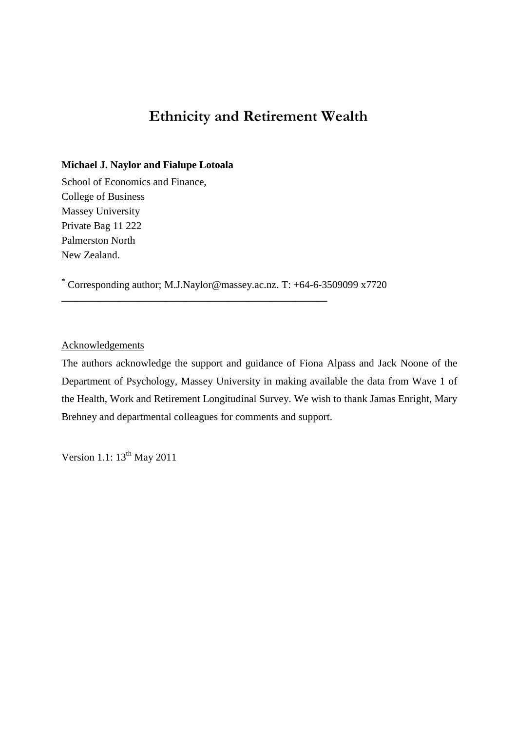# Ethnicity and Retirement Wealth

**Michael J. Naylor and Fialupe Lotoala**

School of Economics and Finance,
College of Business
Massey University
Private Bag 11 222
Palmerston North
New Zealand.

[*] Corresponding author; M.J.Naylor@massey.ac.nz. T: +64-6-3509099 x7720

---

Acknowledgements

The authors acknowledge the support and guidance of Fiona Alpass and Jack Noone of the Department of Psychology, Massey University in making available the data from Wave 1 of the Health, Work and Retirement Longitudinal Survey. We wish to thank Jamas Enright, Mary Brehney and departmental colleagues for comments and support.

Version 1.1: 13th May 2011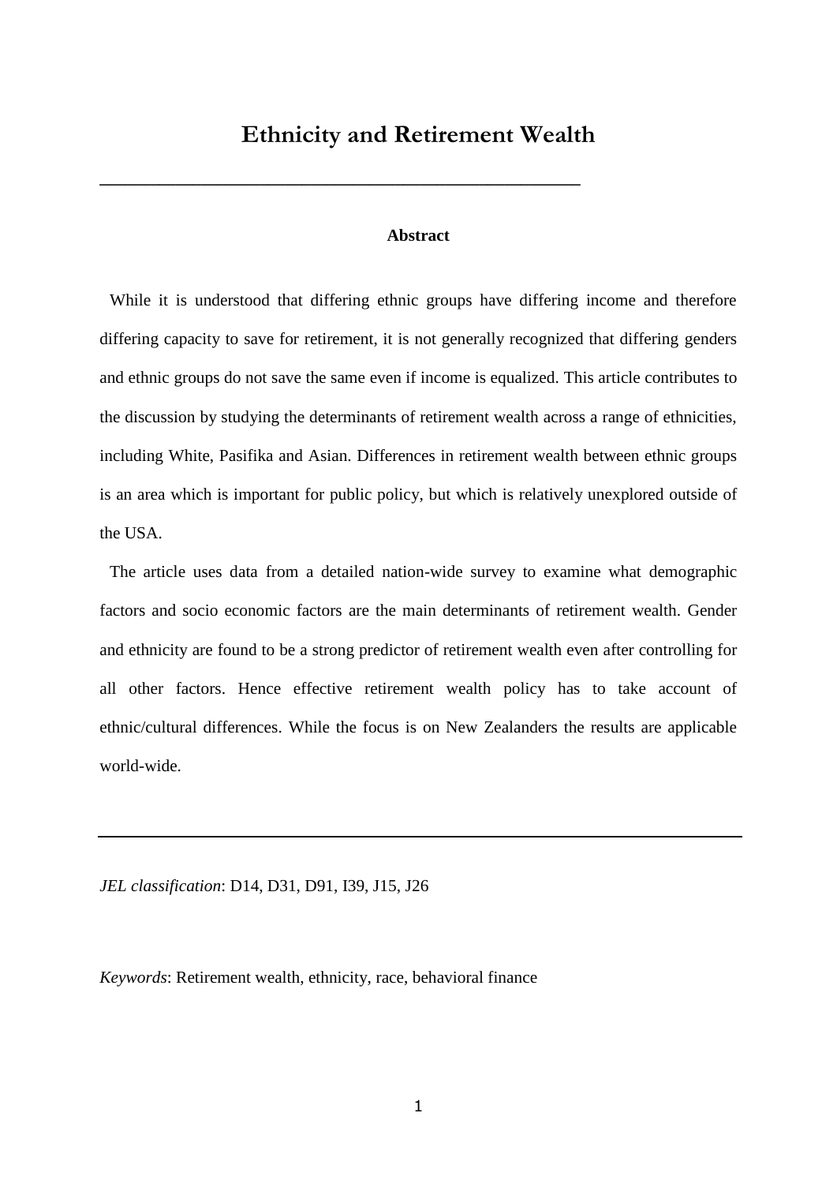# Ethnicity and Retirement Wealth

---

**Abstract**

While it is understood that differing ethnic groups have differing income and therefore differing capacity to save for retirement, it is not generally recognized that differing genders and ethnic groups do not save the same even if income is equalized. This article contributes to the discussion by studying the determinants of retirement wealth across a range of ethnicities, including White, Pasifika and Asian. Differences in retirement wealth between ethnic groups is an area which is important for public policy, but which is relatively unexplored outside of the USA.

The article uses data from a detailed nation-wide survey to examine what demographic factors and socio economic factors are the main determinants of retirement wealth. Gender and ethnicity are found to be a strong predictor of retirement wealth even after controlling for all other factors. Hence effective retirement wealth policy has to take account of ethnic/cultural differences. While the focus is on New Zealanders the results are applicable world-wide.

---

*JEL classification*: D14, D31, D91, I39, J15, J26

*Keywords*: Retirement wealth, ethnicity, race, behavioral finance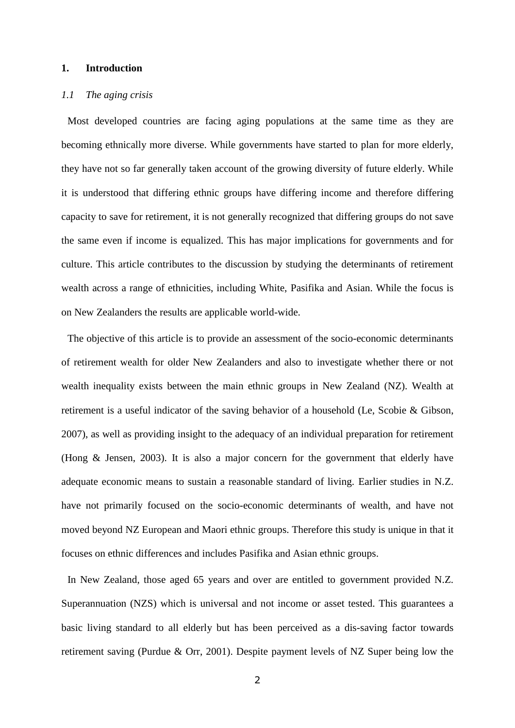# 1. Introduction

## *1.1 The aging crisis*

Most developed countries are facing aging populations at the same time as they are becoming ethnically more diverse. While governments have started to plan for more elderly, they have not so far generally taken account of the growing diversity of future elderly. While it is understood that differing ethnic groups have differing income and therefore differing capacity to save for retirement, it is not generally recognized that differing groups do not save the same even if income is equalized. This has major implications for governments and for culture. This article contributes to the discussion by studying the determinants of retirement wealth across a range of ethnicities, including White, Pasifika and Asian. While the focus is on New Zealanders the results are applicable world-wide.

The objective of this article is to provide an assessment of the socio-economic determinants of retirement wealth for older New Zealanders and also to investigate whether there or not wealth inequality exists between the main ethnic groups in New Zealand (NZ). Wealth at retirement is a useful indicator of the saving behavior of a household (Le, Scobie & Gibson, 2007), as well as providing insight to the adequacy of an individual preparation for retirement (Hong & Jensen, 2003). It is also a major concern for the government that elderly have adequate economic means to sustain a reasonable standard of living. Earlier studies in N.Z. have not primarily focused on the socio-economic determinants of wealth, and have not moved beyond NZ European and Maori ethnic groups. Therefore this study is unique in that it focuses on ethnic differences and includes Pasifika and Asian ethnic groups.

In New Zealand, those aged 65 years and over are entitled to government provided N.Z. Superannuation (NZS) which is universal and not income or asset tested. This guarantees a basic living standard to all elderly but has been perceived as a dis-saving factor towards retirement saving (Purdue & Orr, 2001). Despite payment levels of NZ Super being low the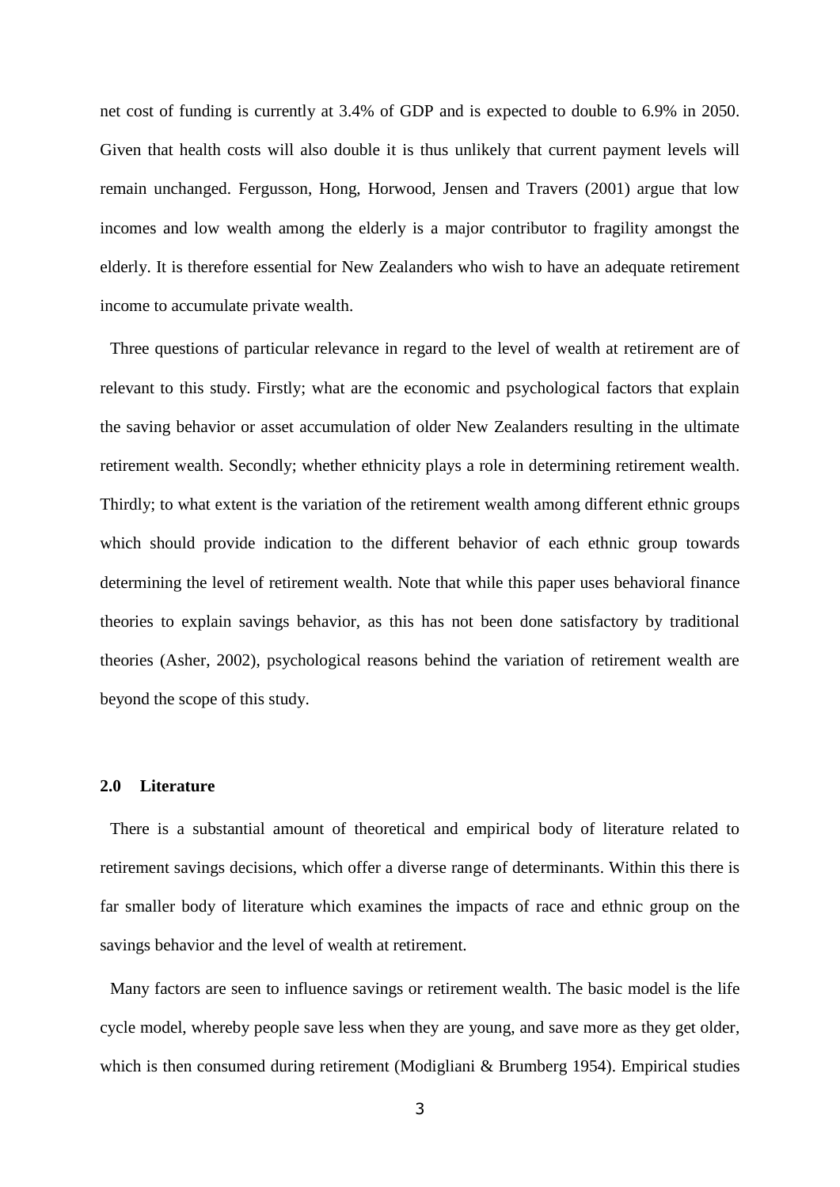net cost of funding is currently at 3.4% of GDP and is expected to double to 6.9% in 2050. Given that health costs will also double it is thus unlikely that current payment levels will remain unchanged. Fergusson, Hong, Horwood, Jensen and Travers (2001) argue that low incomes and low wealth among the elderly is a major contributor to fragility amongst the elderly. It is therefore essential for New Zealanders who wish to have an adequate retirement income to accumulate private wealth.

Three questions of particular relevance in regard to the level of wealth at retirement are of relevant to this study. Firstly; what are the economic and psychological factors that explain the saving behavior or asset accumulation of older New Zealanders resulting in the ultimate retirement wealth. Secondly; whether ethnicity plays a role in determining retirement wealth. Thirdly; to what extent is the variation of the retirement wealth among different ethnic groups which should provide indication to the different behavior of each ethnic group towards determining the level of retirement wealth. Note that while this paper uses behavioral finance theories to explain savings behavior, as this has not been done satisfactory by traditional theories (Asher, 2002), psychological reasons behind the variation of retirement wealth are beyond the scope of this study.

## 2.0 Literature

There is a substantial amount of theoretical and empirical body of literature related to retirement savings decisions, which offer a diverse range of determinants. Within this there is far smaller body of literature which examines the impacts of race and ethnic group on the savings behavior and the level of wealth at retirement.

Many factors are seen to influence savings or retirement wealth. The basic model is the life cycle model, whereby people save less when they are young, and save more as they get older, which is then consumed during retirement (Modigliani & Brumberg 1954). Empirical studies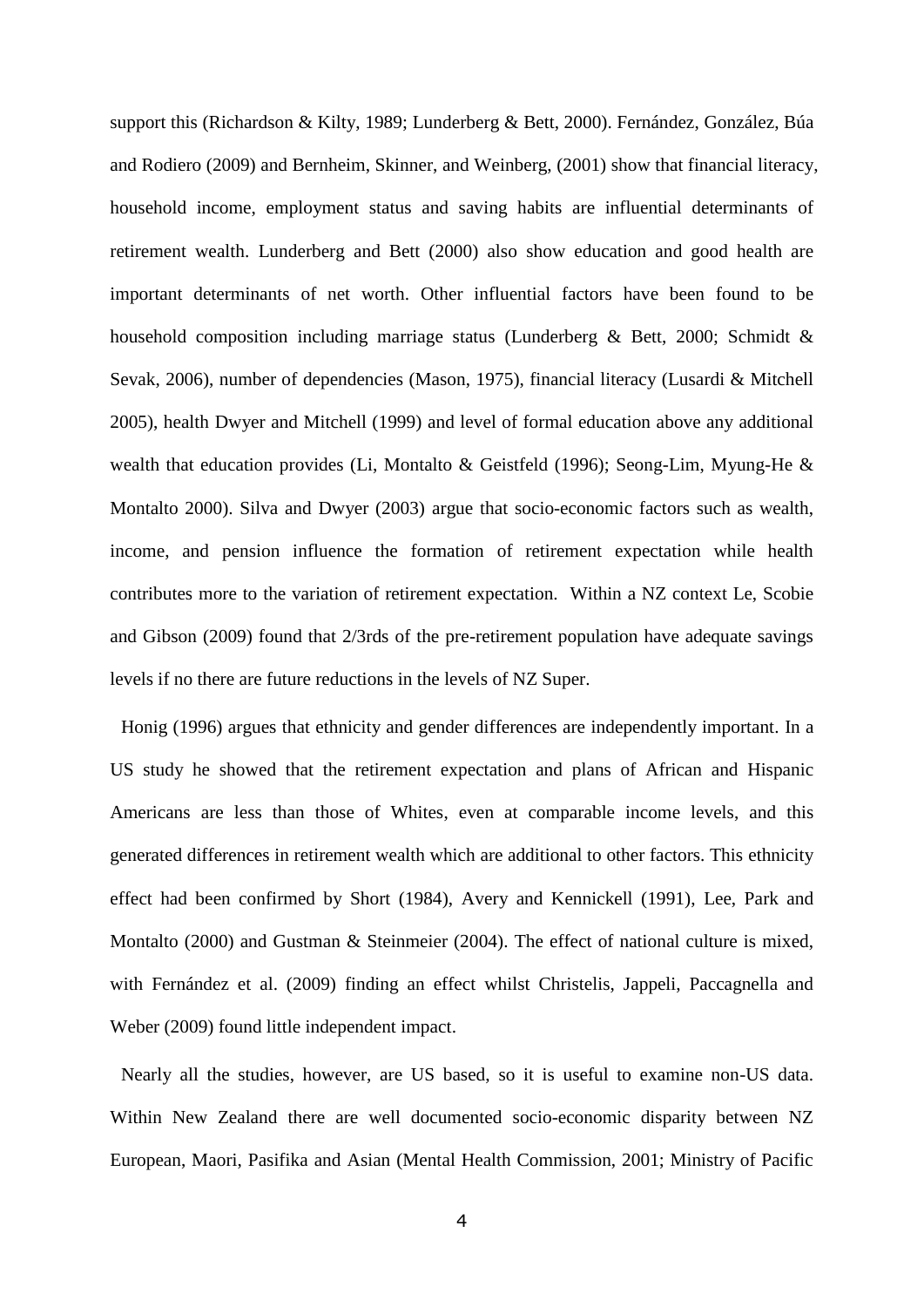support this (Richardson & Kilty, 1989; Lunderberg & Bett, 2000). Fernández, González, Búa and Rodiero (2009) and Bernheim, Skinner, and Weinberg, (2001) show that financial literacy, household income, employment status and saving habits are influential determinants of retirement wealth. Lunderberg and Bett (2000) also show education and good health are important determinants of net worth. Other influential factors have been found to be household composition including marriage status (Lunderberg & Bett, 2000; Schmidt & Sevak, 2006), number of dependencies (Mason, 1975), financial literacy (Lusardi & Mitchell 2005), health Dwyer and Mitchell (1999) and level of formal education above any additional wealth that education provides (Li, Montalto & Geistfeld (1996); Seong-Lim, Myung-He & Montalto 2000). Silva and Dwyer (2003) argue that socio-economic factors such as wealth, income, and pension influence the formation of retirement expectation while health contributes more to the variation of retirement expectation. Within a NZ context Le, Scobie and Gibson (2009) found that 2/3rds of the pre-retirement population have adequate savings levels if no there are future reductions in the levels of NZ Super.

Honig (1996) argues that ethnicity and gender differences are independently important. In a US study he showed that the retirement expectation and plans of African and Hispanic Americans are less than those of Whites, even at comparable income levels, and this generated differences in retirement wealth which are additional to other factors. This ethnicity effect had been confirmed by Short (1984), Avery and Kennickell (1991), Lee, Park and Montalto (2000) and Gustman & Steinmeier (2004). The effect of national culture is mixed, with Fernández et al. (2009) finding an effect whilst Christelis, Jappeli, Paccagnella and Weber (2009) found little independent impact.

Nearly all the studies, however, are US based, so it is useful to examine non-US data. Within New Zealand there are well documented socio-economic disparity between NZ European, Maori, Pasifika and Asian (Mental Health Commission, 2001; Ministry of Pacific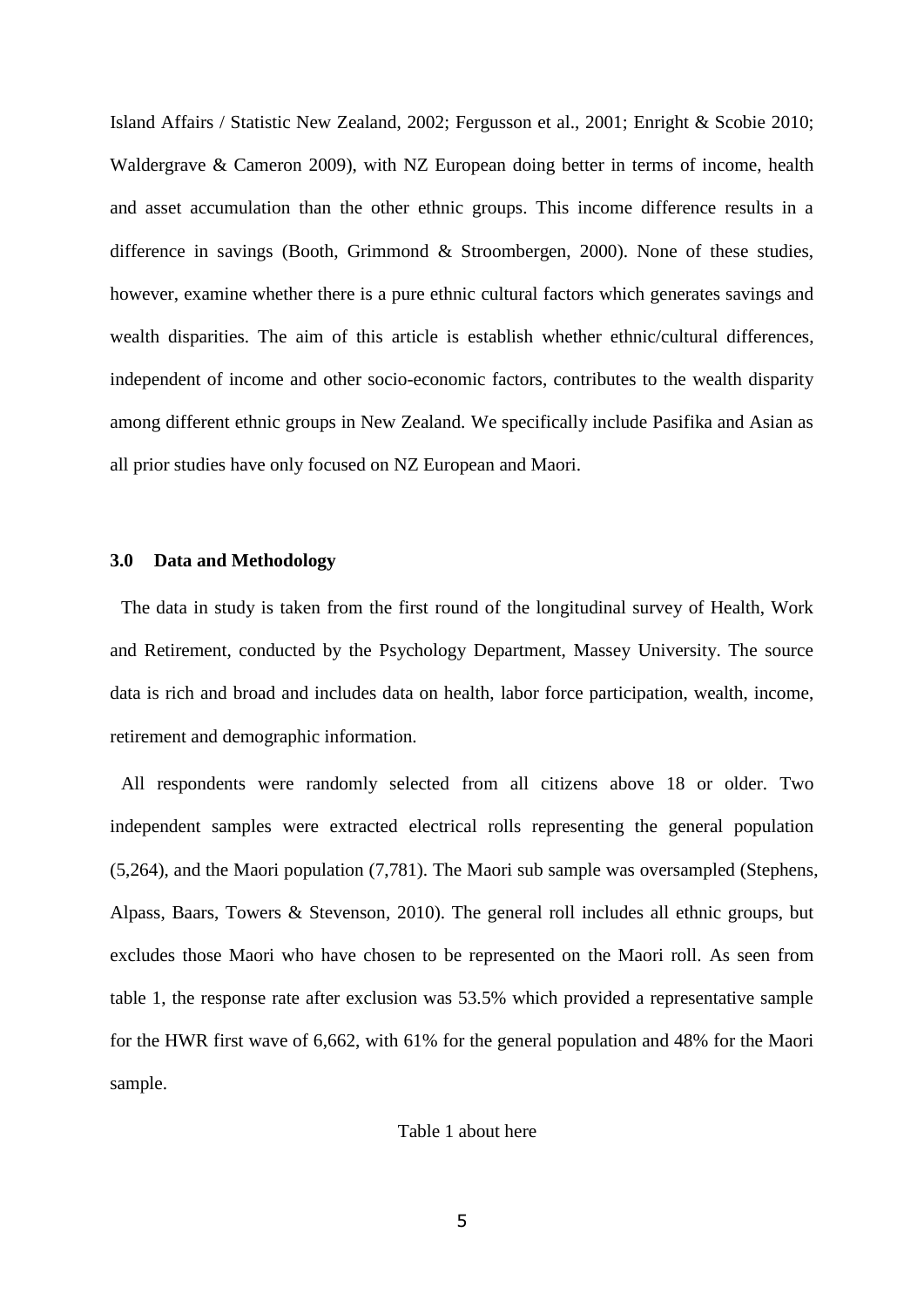Island Affairs / Statistic New Zealand, 2002; Fergusson et al., 2001; Enright & Scobie 2010; Waldergrave & Cameron 2009), with NZ European doing better in terms of income, health and asset accumulation than the other ethnic groups. This income difference results in a difference in savings (Booth, Grimmond & Stroombergen, 2000). None of these studies, however, examine whether there is a pure ethnic cultural factors which generates savings and wealth disparities. The aim of this article is establish whether ethnic/cultural differences, independent of income and other socio-economic factors, contributes to the wealth disparity among different ethnic groups in New Zealand. We specifically include Pasifika and Asian as all prior studies have only focused on NZ European and Maori.

## 3.0 Data and Methodology

The data in study is taken from the first round of the longitudinal survey of Health, Work and Retirement, conducted by the Psychology Department, Massey University. The source data is rich and broad and includes data on health, labor force participation, wealth, income, retirement and demographic information.

All respondents were randomly selected from all citizens above 18 or older. Two independent samples were extracted electrical rolls representing the general population (5,264), and the Maori population (7,781). The Maori sub sample was oversampled (Stephens, Alpass, Baars, Towers & Stevenson, 2010). The general roll includes all ethnic groups, but excludes those Maori who have chosen to be represented on the Maori roll. As seen from table 1, the response rate after exclusion was 53.5% which provided a representative sample for the HWR first wave of 6,662, with 61% for the general population and 48% for the Maori sample.

Table 1 about here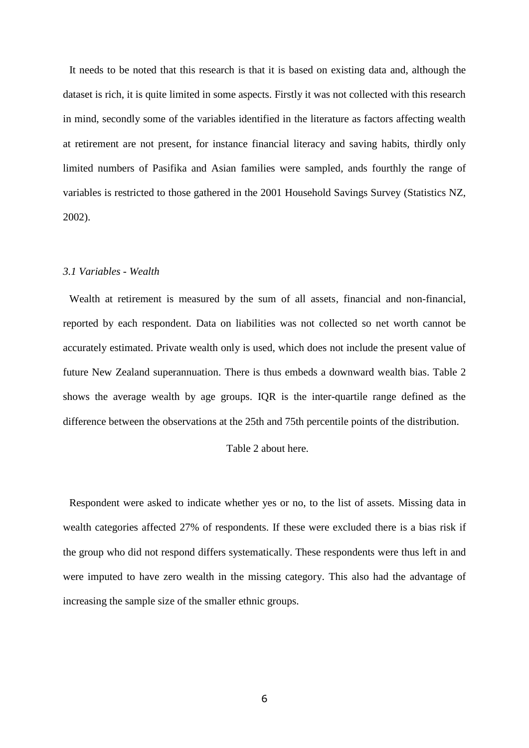It needs to be noted that this research is that it is based on existing data and, although the dataset is rich, it is quite limited in some aspects. Firstly it was not collected with this research in mind, secondly some of the variables identified in the literature as factors affecting wealth at retirement are not present, for instance financial literacy and saving habits, thirdly only limited numbers of Pasifika and Asian families were sampled, ands fourthly the range of variables is restricted to those gathered in the 2001 Household Savings Survey (Statistics NZ, 2002).

### *3.1 Variables - Wealth*

Wealth at retirement is measured by the sum of all assets, financial and non-financial, reported by each respondent. Data on liabilities was not collected so net worth cannot be accurately estimated. Private wealth only is used, which does not include the present value of future New Zealand superannuation. There is thus embeds a downward wealth bias. Table 2 shows the average wealth by age groups. IQR is the inter-quartile range defined as the difference between the observations at the 25th and 75th percentile points of the distribution.

Table 2 about here.

Respondent were asked to indicate whether yes or no, to the list of assets. Missing data in wealth categories affected 27% of respondents. If these were excluded there is a bias risk if the group who did not respond differs systematically. These respondents were thus left in and were imputed to have zero wealth in the missing category. This also had the advantage of increasing the sample size of the smaller ethnic groups.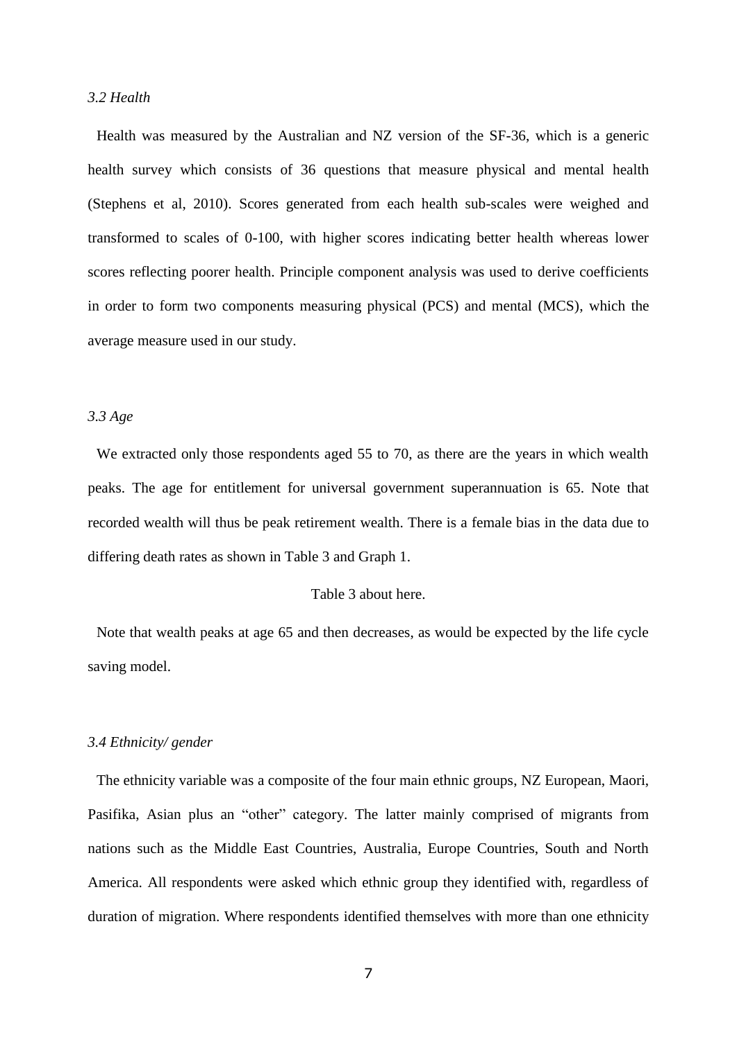*3.2 Health*

Health was measured by the Australian and NZ version of the SF-36, which is a generic health survey which consists of 36 questions that measure physical and mental health (Stephens et al, 2010). Scores generated from each health sub-scales were weighed and transformed to scales of 0-100, with higher scores indicating better health whereas lower scores reflecting poorer health. Principle component analysis was used to derive coefficients in order to form two components measuring physical (PCS) and mental (MCS), which the average measure used in our study.

*3.3 Age*

We extracted only those respondents aged 55 to 70, as there are the years in which wealth peaks. The age for entitlement for universal government superannuation is 65. Note that recorded wealth will thus be peak retirement wealth. There is a female bias in the data due to differing death rates as shown in Table 3 and Graph 1.

Table 3 about here.

Note that wealth peaks at age 65 and then decreases, as would be expected by the life cycle saving model.

*3.4 Ethnicity/ gender*

The ethnicity variable was a composite of the four main ethnic groups, NZ European, Maori, Pasifika, Asian plus an "other" category. The latter mainly comprised of migrants from nations such as the Middle East Countries, Australia, Europe Countries, South and North America. All respondents were asked which ethnic group they identified with, regardless of duration of migration. Where respondents identified themselves with more than one ethnicity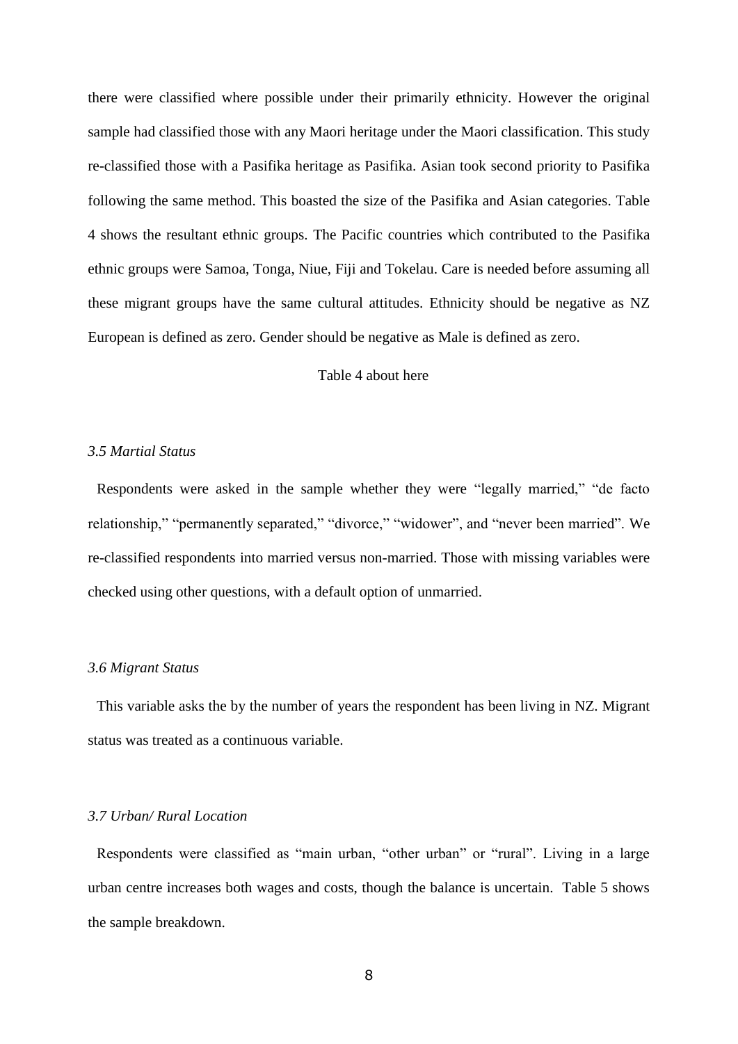there were classified where possible under their primarily ethnicity. However the original sample had classified those with any Maori heritage under the Maori classification. This study re-classified those with a Pasifika heritage as Pasifika. Asian took second priority to Pasifika following the same method. This boasted the size of the Pasifika and Asian categories. Table 4 shows the resultant ethnic groups. The Pacific countries which contributed to the Pasifika ethnic groups were Samoa, Tonga, Niue, Fiji and Tokelau. Care is needed before assuming all these migrant groups have the same cultural attitudes. Ethnicity should be negative as NZ European is defined as zero. Gender should be negative as Male is defined as zero.

Table 4 about here

### *3.5 Martial Status*

Respondents were asked in the sample whether they were "legally married," "de facto relationship," "permanently separated," "divorce," "widower", and "never been married". We re-classified respondents into married versus non-married. Those with missing variables were checked using other questions, with a default option of unmarried.

### *3.6 Migrant Status*

This variable asks the by the number of years the respondent has been living in NZ. Migrant status was treated as a continuous variable.

### *3.7 Urban/ Rural Location*

Respondents were classified as "main urban, "other urban" or "rural". Living in a large urban centre increases both wages and costs, though the balance is uncertain. Table 5 shows the sample breakdown.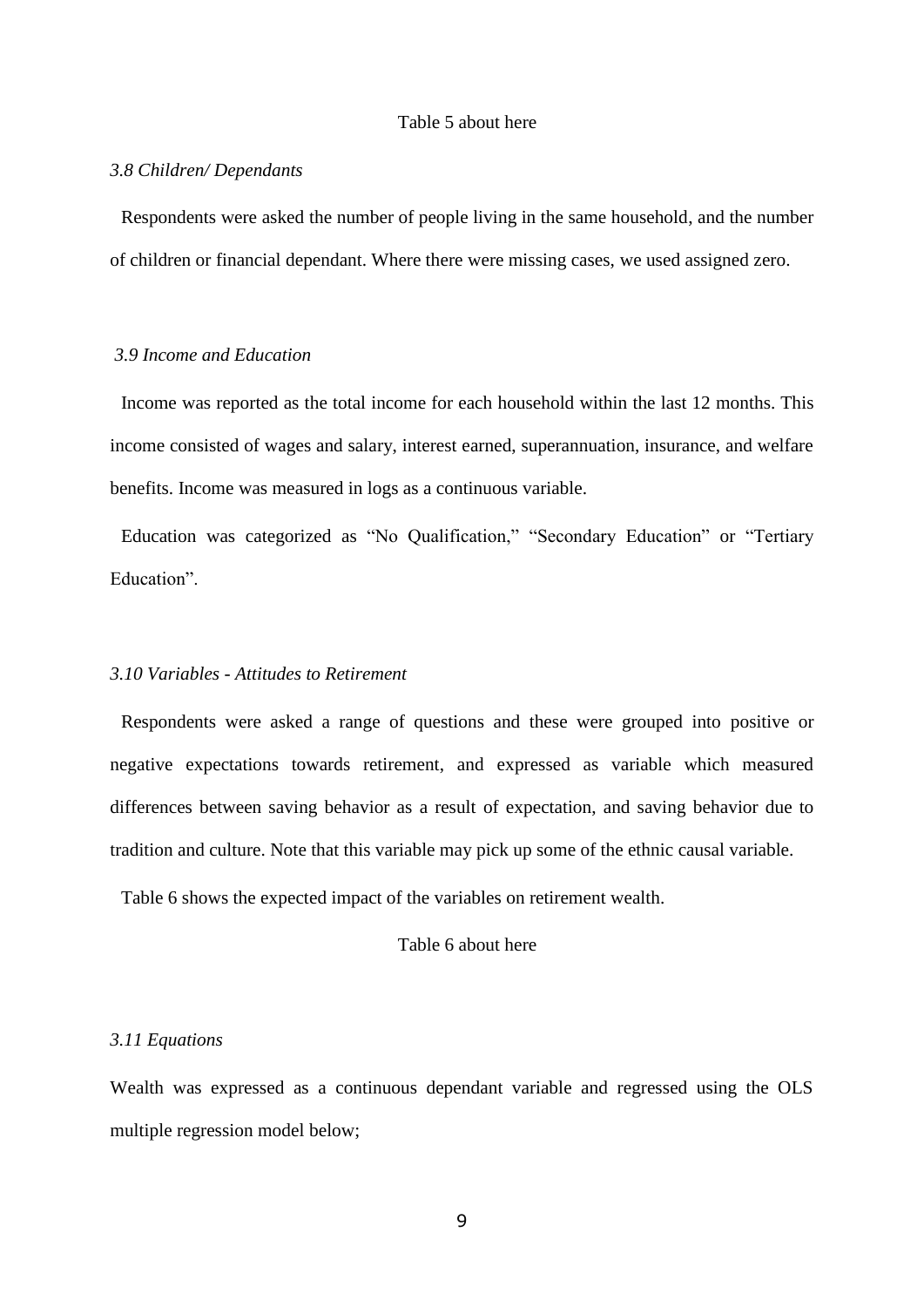Table 5 about here

*3.8 Children/ Dependants*

Respondents were asked the number of people living in the same household, and the number of children or financial dependant. Where there were missing cases, we used assigned zero.

*3.9 Income and Education*

Income was reported as the total income for each household within the last 12 months. This income consisted of wages and salary, interest earned, superannuation, insurance, and welfare benefits. Income was measured in logs as a continuous variable.

Education was categorized as "No Qualification," "Secondary Education" or "Tertiary Education".

*3.10 Variables - Attitudes to Retirement*

Respondents were asked a range of questions and these were grouped into positive or negative expectations towards retirement, and expressed as variable which measured differences between saving behavior as a result of expectation, and saving behavior due to tradition and culture. Note that this variable may pick up some of the ethnic causal variable.

Table 6 shows the expected impact of the variables on retirement wealth.

Table 6 about here

*3.11 Equations*

Wealth was expressed as a continuous dependant variable and regressed using the OLS multiple regression model below;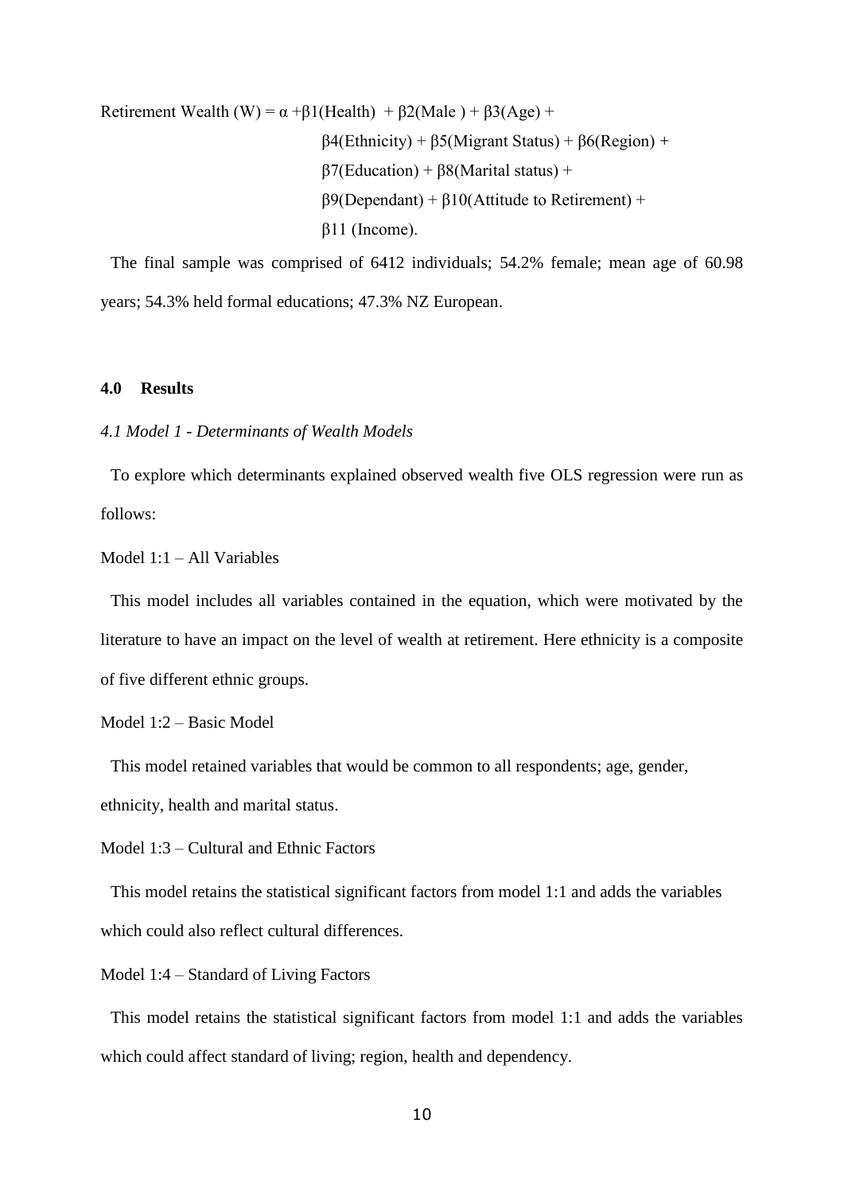$$\text{Retirement Wealth (W)} = \alpha + \beta 1(\text{Health}) + \beta 2(\text{Male}) + \beta 3(\text{Age}) + \beta 4(\text{Ethnicity}) + \beta 5(\text{Migrant Status}) + \beta 6(\text{Region}) + \beta 7(\text{Education}) + \beta 8(\text{Marital status}) + \beta 9(\text{Dependant}) + \beta 10(\text{Attitude to Retirement}) + \beta 11(\text{Income}).$$

The final sample was comprised of 6412 individuals; 54.2% female; mean age of 60.98 years; 54.3% held formal educations; 47.3% NZ European.

## 4.0 Results

### *4.1 Model 1 - Determinants of Wealth Models*

To explore which determinants explained observed wealth five OLS regression were run as follows:

Model 1:1 – All Variables

This model includes all variables contained in the equation, which were motivated by the literature to have an impact on the level of wealth at retirement. Here ethnicity is a composite of five different ethnic groups.

Model 1:2 – Basic Model

This model retained variables that would be common to all respondents; age, gender, ethnicity, health and marital status.

Model 1:3 – Cultural and Ethnic Factors

This model retains the statistical significant factors from model 1:1 and adds the variables which could also reflect cultural differences.

Model 1:4 – Standard of Living Factors

This model retains the statistical significant factors from model 1:1 and adds the variables which could affect standard of living; region, health and dependency.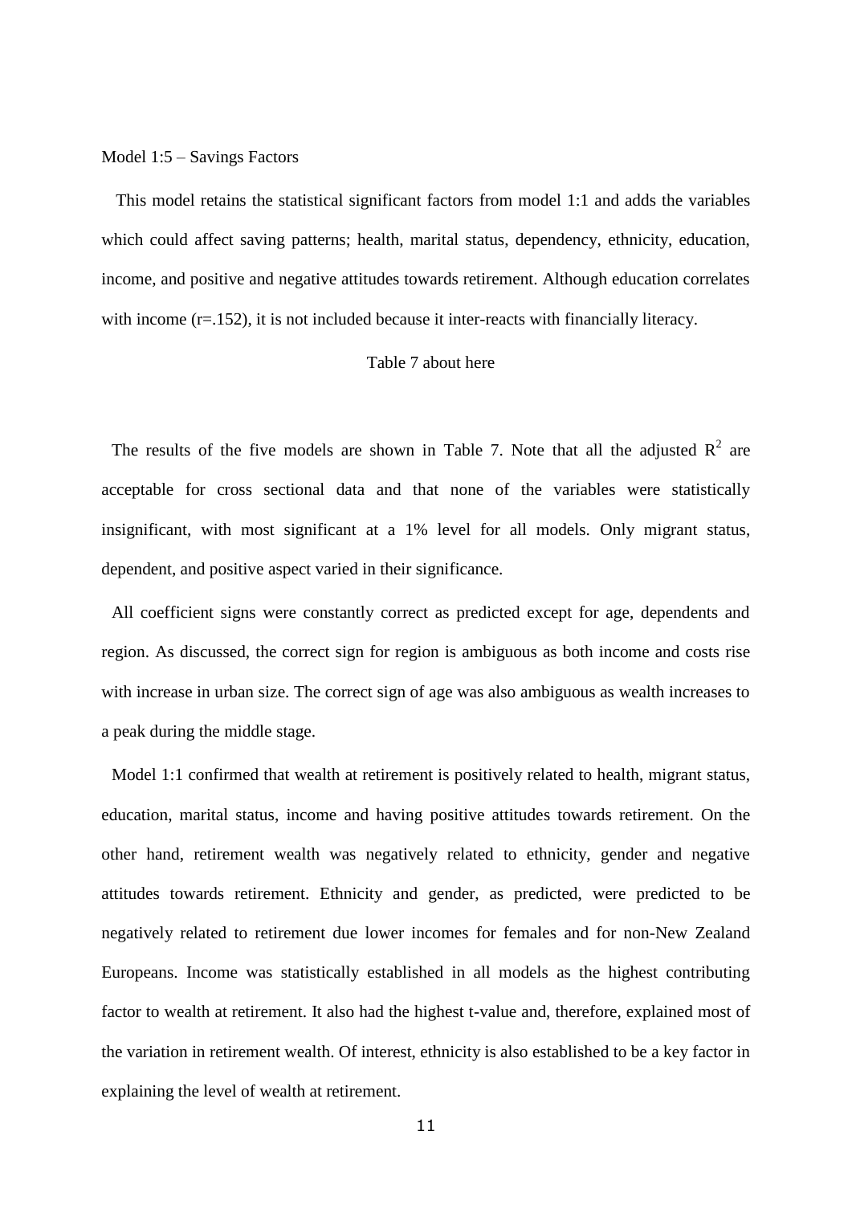Model 1:5 – Savings Factors

This model retains the statistical significant factors from model 1:1 and adds the variables which could affect saving patterns; health, marital status, dependency, ethnicity, education, income, and positive and negative attitudes towards retirement. Although education correlates with income (r=.152), it is not included because it inter-reacts with financially literacy.

Table 7 about here

The results of the five models are shown in Table 7. Note that all the adjusted $R^2$ are acceptable for cross sectional data and that none of the variables were statistically insignificant, with most significant at a 1% level for all models. Only migrant status, dependent, and positive aspect varied in their significance.

All coefficient signs were constantly correct as predicted except for age, dependents and region. As discussed, the correct sign for region is ambiguous as both income and costs rise with increase in urban size. The correct sign of age was also ambiguous as wealth increases to a peak during the middle stage.

Model 1:1 confirmed that wealth at retirement is positively related to health, migrant status, education, marital status, income and having positive attitudes towards retirement. On the other hand, retirement wealth was negatively related to ethnicity, gender and negative attitudes towards retirement. Ethnicity and gender, as predicted, were predicted to be negatively related to retirement due lower incomes for females and for non-New Zealand Europeans. Income was statistically established in all models as the highest contributing factor to wealth at retirement. It also had the highest t-value and, therefore, explained most of the variation in retirement wealth. Of interest, ethnicity is also established to be a key factor in explaining the level of wealth at retirement.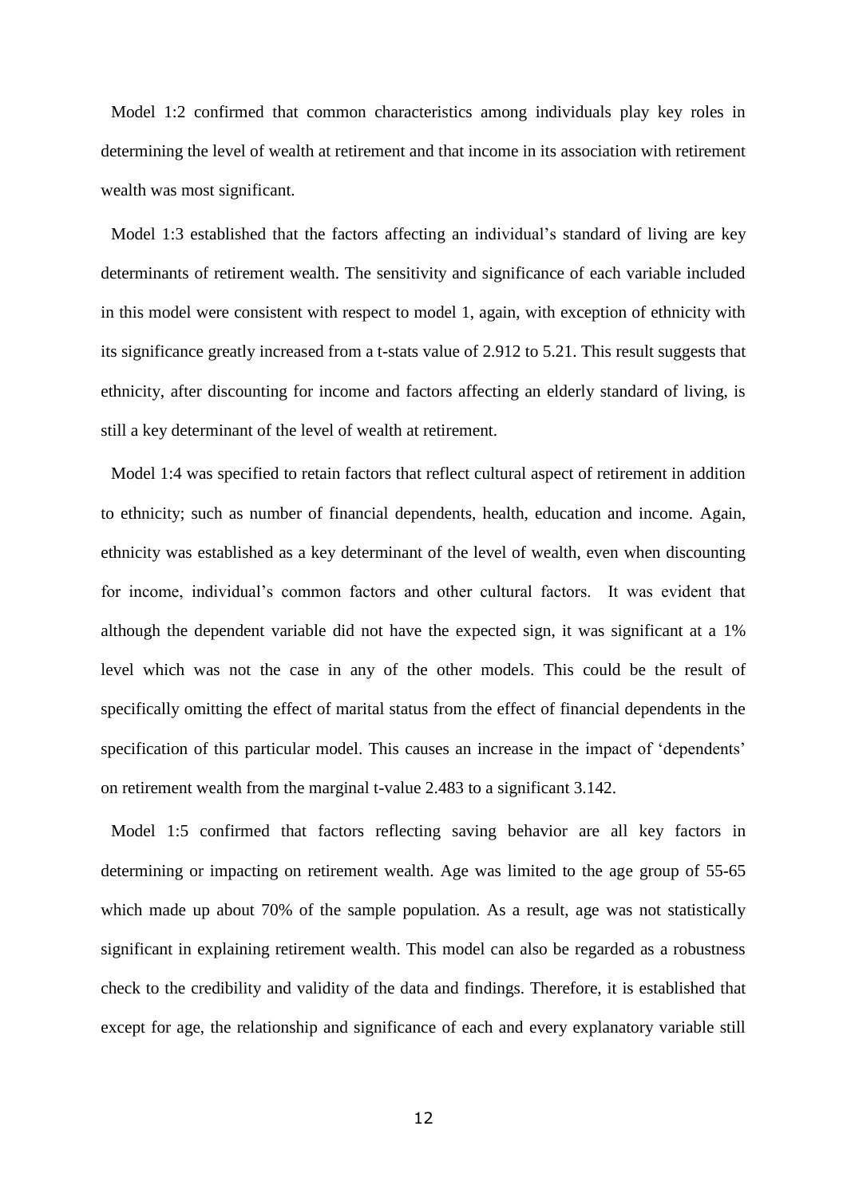Model 1:2 confirmed that common characteristics among individuals play key roles in determining the level of wealth at retirement and that income in its association with retirement wealth was most significant.

Model 1:3 established that the factors affecting an individual's standard of living are key determinants of retirement wealth. The sensitivity and significance of each variable included in this model were consistent with respect to model 1, again, with exception of ethnicity with its significance greatly increased from a t-stats value of 2.912 to 5.21. This result suggests that ethnicity, after discounting for income and factors affecting an elderly standard of living, is still a key determinant of the level of wealth at retirement.

Model 1:4 was specified to retain factors that reflect cultural aspect of retirement in addition to ethnicity; such as number of financial dependents, health, education and income. Again, ethnicity was established as a key determinant of the level of wealth, even when discounting for income, individual's common factors and other cultural factors. It was evident that although the dependent variable did not have the expected sign, it was significant at a 1% level which was not the case in any of the other models. This could be the result of specifically omitting the effect of marital status from the effect of financial dependents in the specification of this particular model. This causes an increase in the impact of 'dependents' on retirement wealth from the marginal t-value 2.483 to a significant 3.142.

Model 1:5 confirmed that factors reflecting saving behavior are all key factors in determining or impacting on retirement wealth. Age was limited to the age group of 55-65 which made up about 70% of the sample population. As a result, age was not statistically significant in explaining retirement wealth. This model can also be regarded as a robustness check to the credibility and validity of the data and findings. Therefore, it is established that except for age, the relationship and significance of each and every explanatory variable still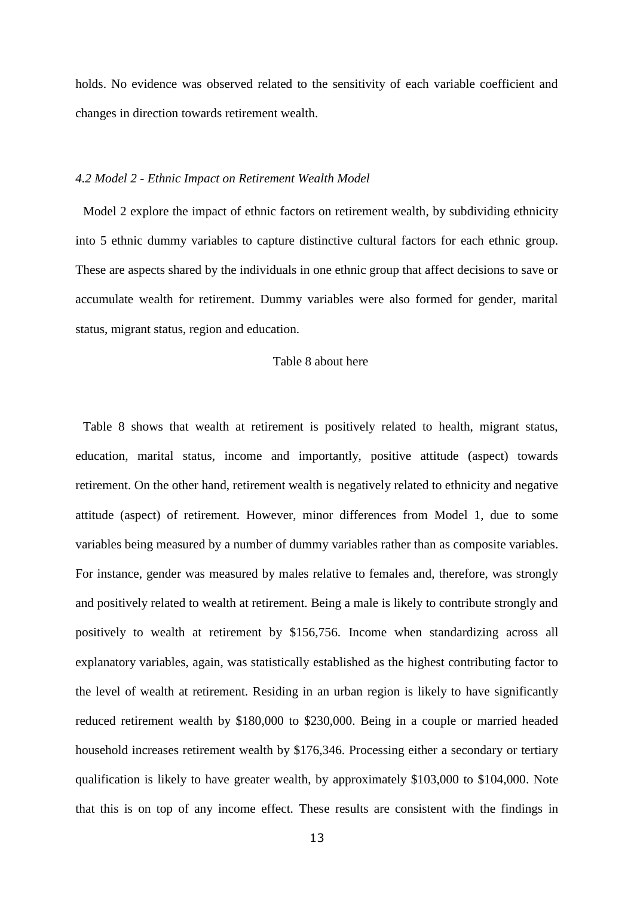holds. No evidence was observed related to the sensitivity of each variable coefficient and changes in direction towards retirement wealth.

### *4.2 Model 2 - Ethnic Impact on Retirement Wealth Model*

Model 2 explore the impact of ethnic factors on retirement wealth, by subdividing ethnicity into 5 ethnic dummy variables to capture distinctive cultural factors for each ethnic group. These are aspects shared by the individuals in one ethnic group that affect decisions to save or accumulate wealth for retirement. Dummy variables were also formed for gender, marital status, migrant status, region and education.

Table 8 about here

Table 8 shows that wealth at retirement is positively related to health, migrant status, education, marital status, income and importantly, positive attitude (aspect) towards retirement. On the other hand, retirement wealth is negatively related to ethnicity and negative attitude (aspect) of retirement. However, minor differences from Model 1, due to some variables being measured by a number of dummy variables rather than as composite variables. For instance, gender was measured by males relative to females and, therefore, was strongly and positively related to wealth at retirement. Being a male is likely to contribute strongly and positively to wealth at retirement by $156,756. Income when standardizing across all explanatory variables, again, was statistically established as the highest contributing factor to the level of wealth at retirement. Residing in an urban region is likely to have significantly reduced retirement wealth by $180,000 to $230,000. Being in a couple or married headed household increases retirement wealth by $176,346. Processing either a secondary or tertiary qualification is likely to have greater wealth, by approximately $103,000 to $104,000. Note that this is on top of any income effect. These results are consistent with the findings in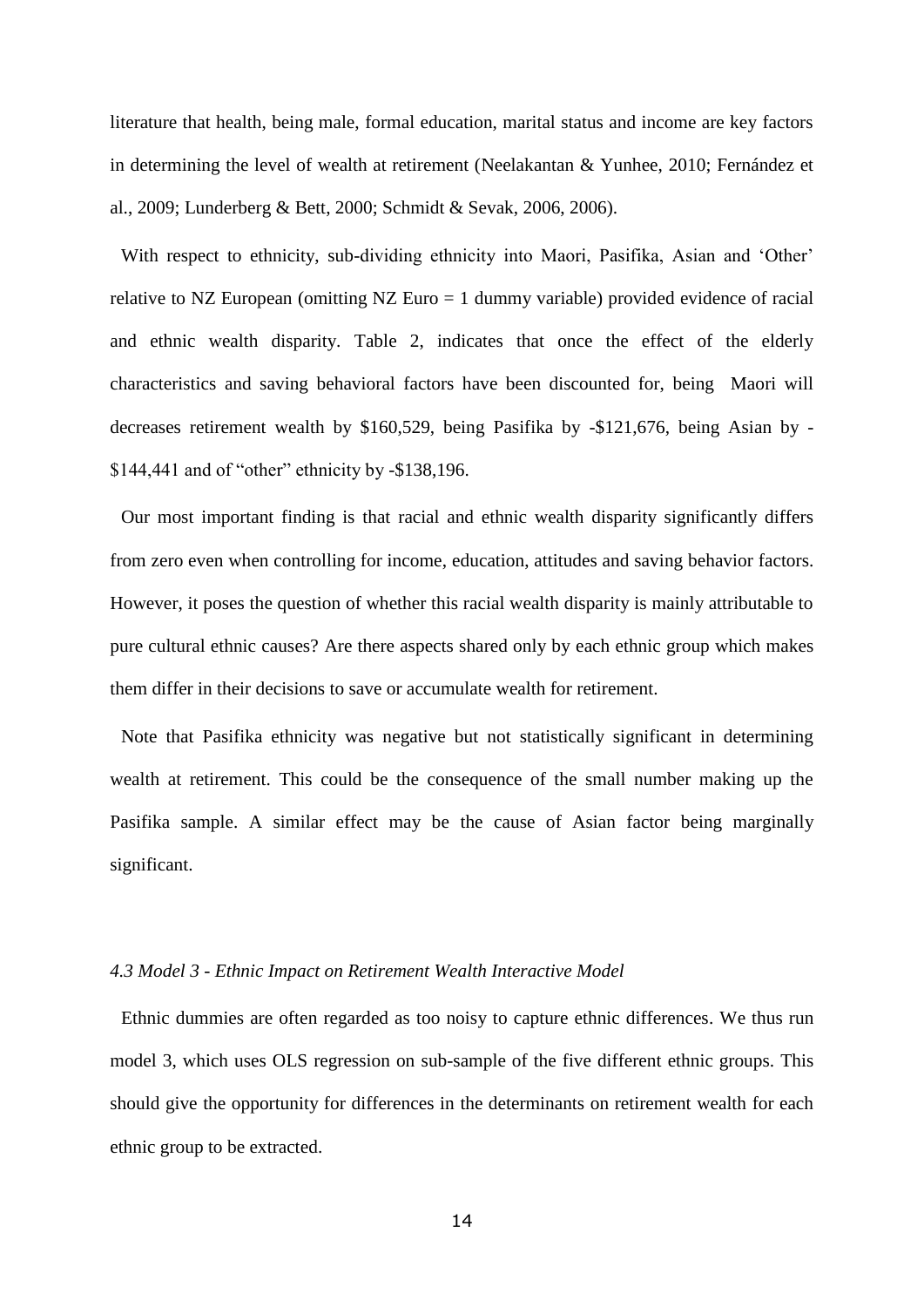literature that health, being male, formal education, marital status and income are key factors in determining the level of wealth at retirement (Neelakantan & Yunhee, 2010; Fernández et al., 2009; Lunderberg & Bett, 2000; Schmidt & Sevak, 2006, 2006).

With respect to ethnicity, sub-dividing ethnicity into Maori, Pasifika, Asian and 'Other' relative to NZ European (omitting NZ Euro = 1 dummy variable) provided evidence of racial and ethnic wealth disparity. Table 2, indicates that once the effect of the elderly characteristics and saving behavioral factors have been discounted for, being Maori will decreases retirement wealth by $160,529, being Pasifika by -$121,676, being Asian by -$144,441 and of "other" ethnicity by -$138,196.

Our most important finding is that racial and ethnic wealth disparity significantly differs from zero even when controlling for income, education, attitudes and saving behavior factors. However, it poses the question of whether this racial wealth disparity is mainly attributable to pure cultural ethnic causes? Are there aspects shared only by each ethnic group which makes them differ in their decisions to save or accumulate wealth for retirement.

Note that Pasifika ethnicity was negative but not statistically significant in determining wealth at retirement. This could be the consequence of the small number making up the Pasifika sample. A similar effect may be the cause of Asian factor being marginally significant.

### *4.3 Model 3 - Ethnic Impact on Retirement Wealth Interactive Model*

Ethnic dummies are often regarded as too noisy to capture ethnic differences. We thus run model 3, which uses OLS regression on sub-sample of the five different ethnic groups. This should give the opportunity for differences in the determinants on retirement wealth for each ethnic group to be extracted.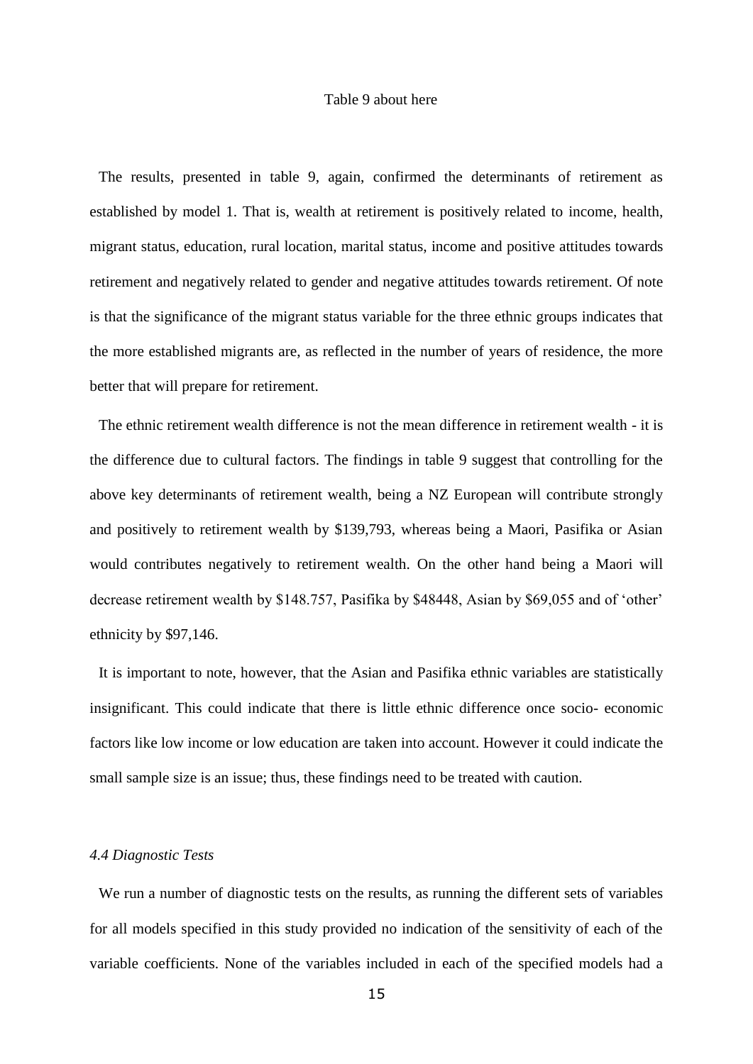Table 9 about here

The results, presented in table 9, again, confirmed the determinants of retirement as established by model 1. That is, wealth at retirement is positively related to income, health, migrant status, education, rural location, marital status, income and positive attitudes towards retirement and negatively related to gender and negative attitudes towards retirement. Of note is that the significance of the migrant status variable for the three ethnic groups indicates that the more established migrants are, as reflected in the number of years of residence, the more better that will prepare for retirement.

The ethnic retirement wealth difference is not the mean difference in retirement wealth - it is the difference due to cultural factors. The findings in table 9 suggest that controlling for the above key determinants of retirement wealth, being a NZ European will contribute strongly and positively to retirement wealth by $139,793, whereas being a Maori, Pasifika or Asian would contributes negatively to retirement wealth. On the other hand being a Maori will decrease retirement wealth by $148.757, Pasifika by $48448, Asian by $69,055 and of 'other' ethnicity by $97,146.

It is important to note, however, that the Asian and Pasifika ethnic variables are statistically insignificant. This could indicate that there is little ethnic difference once socio- economic factors like low income or low education are taken into account. However it could indicate the small sample size is an issue; thus, these findings need to be treated with caution.

### *4.4 Diagnostic Tests*

We run a number of diagnostic tests on the results, as running the different sets of variables for all models specified in this study provided no indication of the sensitivity of each of the variable coefficients. None of the variables included in each of the specified models had a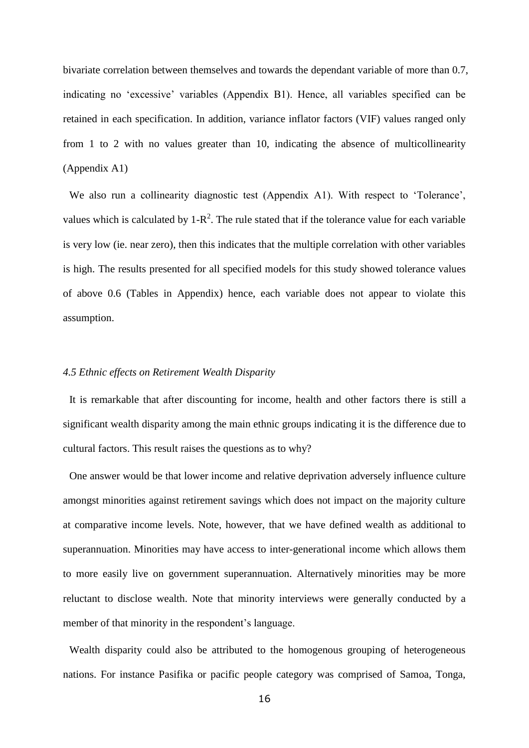bivariate correlation between themselves and towards the dependant variable of more than 0.7, indicating no 'excessive' variables (Appendix B1). Hence, all variables specified can be retained in each specification. In addition, variance inflator factors (VIF) values ranged only from 1 to 2 with no values greater than 10, indicating the absence of multicollinearity (Appendix A1)

We also run a collinearity diagnostic test (Appendix A1). With respect to 'Tolerance', values which is calculated by $1\text{-}R^2$. The rule stated that if the tolerance value for each variable is very low (ie. near zero), then this indicates that the multiple correlation with other variables is high. The results presented for all specified models for this study showed tolerance values of above 0.6 (Tables in Appendix) hence, each variable does not appear to violate this assumption.

### *4.5 Ethnic effects on Retirement Wealth Disparity*

It is remarkable that after discounting for income, health and other factors there is still a significant wealth disparity among the main ethnic groups indicating it is the difference due to cultural factors. This result raises the questions as to why?

One answer would be that lower income and relative deprivation adversely influence culture amongst minorities against retirement savings which does not impact on the majority culture at comparative income levels. Note, however, that we have defined wealth as additional to superannuation. Minorities may have access to inter-generational income which allows them to more easily live on government superannuation. Alternatively minorities may be more reluctant to disclose wealth. Note that minority interviews were generally conducted by a member of that minority in the respondent's language.

Wealth disparity could also be attributed to the homogenous grouping of heterogeneous nations. For instance Pasifika or pacific people category was comprised of Samoa, Tonga,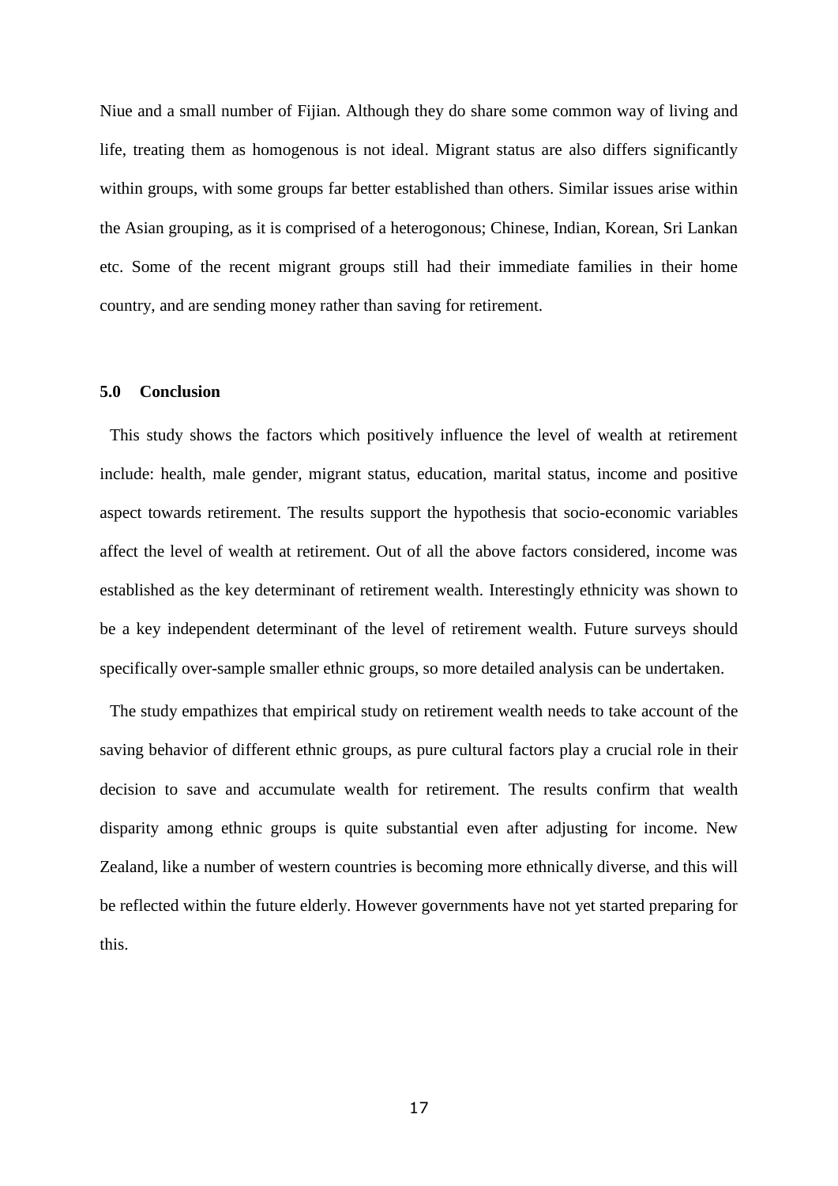Niue and a small number of Fijian. Although they do share some common way of living and life, treating them as homogenous is not ideal. Migrant status are also differs significantly within groups, with some groups far better established than others. Similar issues arise within the Asian grouping, as it is comprised of a heterogonous; Chinese, Indian, Korean, Sri Lankan etc. Some of the recent migrant groups still had their immediate families in their home country, and are sending money rather than saving for retirement.

## 5.0 Conclusion

This study shows the factors which positively influence the level of wealth at retirement include: health, male gender, migrant status, education, marital status, income and positive aspect towards retirement. The results support the hypothesis that socio-economic variables affect the level of wealth at retirement. Out of all the above factors considered, income was established as the key determinant of retirement wealth. Interestingly ethnicity was shown to be a key independent determinant of the level of retirement wealth. Future surveys should specifically over-sample smaller ethnic groups, so more detailed analysis can be undertaken.

The study empathizes that empirical study on retirement wealth needs to take account of the saving behavior of different ethnic groups, as pure cultural factors play a crucial role in their decision to save and accumulate wealth for retirement. The results confirm that wealth disparity among ethnic groups is quite substantial even after adjusting for income. New Zealand, like a number of western countries is becoming more ethnically diverse, and this will be reflected within the future elderly. However governments have not yet started preparing for this.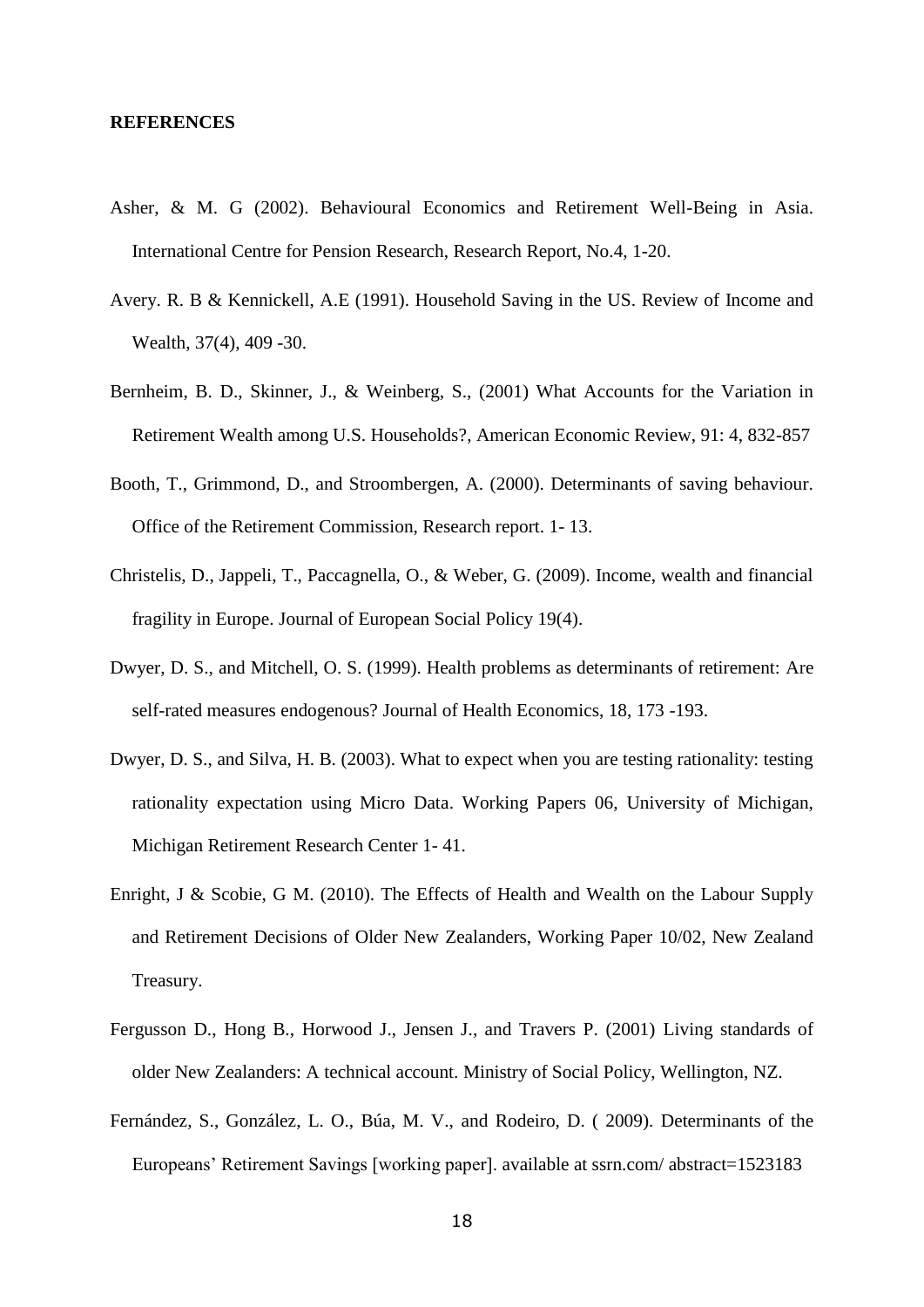**REFERENCES**

Asher, & M. G (2002). Behavioural Economics and Retirement Well-Being in Asia. International Centre for Pension Research, Research Report, No.4, 1-20.

Avery. R. B & Kennickell, A.E (1991). Household Saving in the US. Review of Income and Wealth, 37(4), 409 -30.

Bernheim, B. D., Skinner, J., & Weinberg, S., (2001) What Accounts for the Variation in Retirement Wealth among U.S. Households?, American Economic Review, 91: 4, 832-857

Booth, T., Grimmond, D., and Stroombergen, A. (2000). Determinants of saving behaviour. Office of the Retirement Commission, Research report. 1- 13.

Christelis, D., Jappeli, T., Paccagnella, O., & Weber, G. (2009). Income, wealth and financial fragility in Europe. Journal of European Social Policy 19(4).

Dwyer, D. S., and Mitchell, O. S. (1999). Health problems as determinants of retirement: Are self-rated measures endogenous? Journal of Health Economics, 18, 173 -193.

Dwyer, D. S., and Silva, H. B. (2003). What to expect when you are testing rationality: testing rationality expectation using Micro Data. Working Papers 06, University of Michigan, Michigan Retirement Research Center 1- 41.

Enright, J & Scobie, G M. (2010). The Effects of Health and Wealth on the Labour Supply and Retirement Decisions of Older New Zealanders, Working Paper 10/02, New Zealand Treasury.

Fergusson D., Hong B., Horwood J., Jensen J., and Travers P. (2001) Living standards of older New Zealanders: A technical account. Ministry of Social Policy, Wellington, NZ.

Fernández, S., González, L. O., Búa, M. V., and Rodeiro, D. ( 2009). Determinants of the Europeans' Retirement Savings [working paper]. available at ssrn.com/ abstract=1523183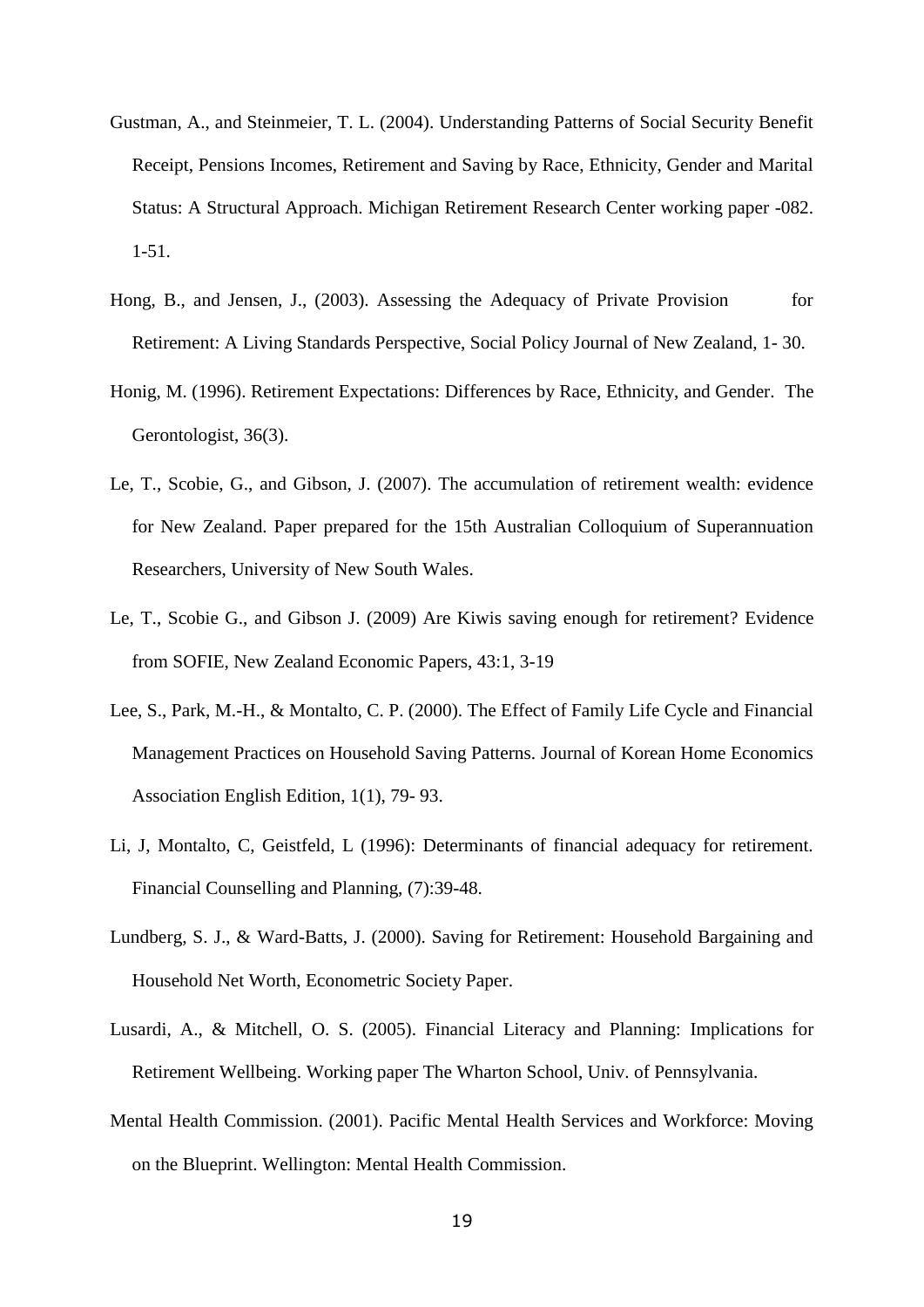Gustman, A., and Steinmeier, T. L. (2004). Understanding Patterns of Social Security Benefit Receipt, Pensions Incomes, Retirement and Saving by Race, Ethnicity, Gender and Marital Status: A Structural Approach. Michigan Retirement Research Center working paper -082. 1-51.

Hong, B., and Jensen, J., (2003). Assessing the Adequacy of Private Provision for Retirement: A Living Standards Perspective, Social Policy Journal of New Zealand, 1- 30.

Honig, M. (1996). Retirement Expectations: Differences by Race, Ethnicity, and Gender. The Gerontologist, 36(3).

Le, T., Scobie, G., and Gibson, J. (2007). The accumulation of retirement wealth: evidence for New Zealand. Paper prepared for the 15th Australian Colloquium of Superannuation Researchers, University of New South Wales.

Le, T., Scobie G., and Gibson J. (2009) Are Kiwis saving enough for retirement? Evidence from SOFIE, New Zealand Economic Papers, 43:1, 3-19

Lee, S., Park, M.-H., & Montalto, C. P. (2000). The Effect of Family Life Cycle and Financial Management Practices on Household Saving Patterns. Journal of Korean Home Economics Association English Edition, 1(1), 79- 93.

Li, J, Montalto, C, Geistfeld, L (1996): Determinants of financial adequacy for retirement. Financial Counselling and Planning, (7):39-48.

Lundberg, S. J., & Ward-Batts, J. (2000). Saving for Retirement: Household Bargaining and Household Net Worth, Econometric Society Paper.

Lusardi, A., & Mitchell, O. S. (2005). Financial Literacy and Planning: Implications for Retirement Wellbeing. Working paper The Wharton School, Univ. of Pennsylvania.

Mental Health Commission. (2001). Pacific Mental Health Services and Workforce: Moving on the Blueprint. Wellington: Mental Health Commission.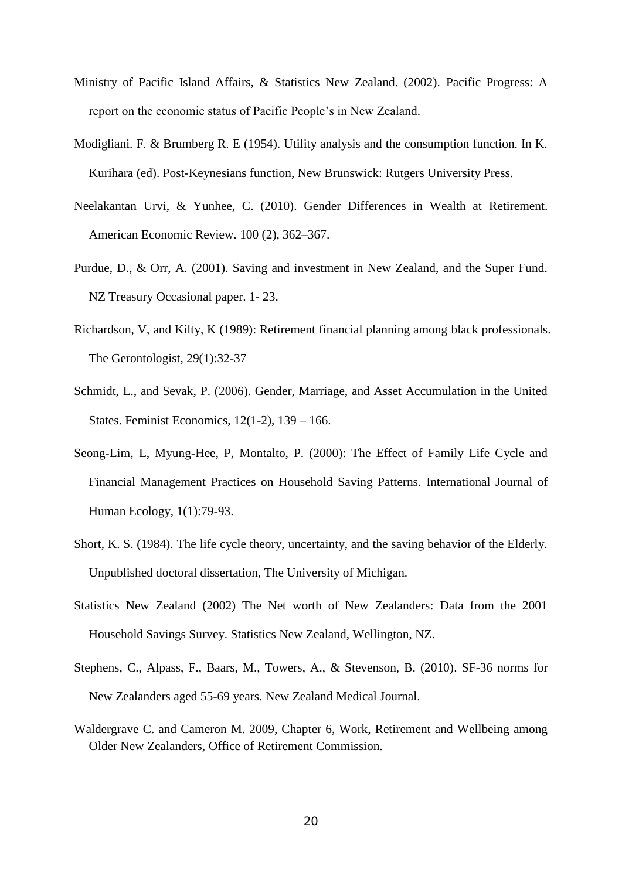Ministry of Pacific Island Affairs, & Statistics New Zealand. (2002). Pacific Progress: A report on the economic status of Pacific People's in New Zealand.

Modigliani. F. & Brumberg R. E (1954). Utility analysis and the consumption function. In K. Kurihara (ed). Post-Keynesians function, New Brunswick: Rutgers University Press.

Neelakantan Urvi, & Yunhee, C. (2010). Gender Differences in Wealth at Retirement. American Economic Review. 100 (2), 362–367.

Purdue, D., & Orr, A. (2001). Saving and investment in New Zealand, and the Super Fund. NZ Treasury Occasional paper. 1- 23.

Richardson, V, and Kilty, K (1989): Retirement financial planning among black professionals. The Gerontologist, 29(1):32-37

Schmidt, L., and Sevak, P. (2006). Gender, Marriage, and Asset Accumulation in the United States. Feminist Economics, 12(1-2), 139 – 166.

Seong-Lim, L, Myung-Hee, P, Montalto, P. (2000): The Effect of Family Life Cycle and Financial Management Practices on Household Saving Patterns. International Journal of Human Ecology, 1(1):79-93.

Short, K. S. (1984). The life cycle theory, uncertainty, and the saving behavior of the Elderly. Unpublished doctoral dissertation, The University of Michigan.

Statistics New Zealand (2002) The Net worth of New Zealanders: Data from the 2001 Household Savings Survey. Statistics New Zealand, Wellington, NZ.

Stephens, C., Alpass, F., Baars, M., Towers, A., & Stevenson, B. (2010). SF-36 norms for New Zealanders aged 55-69 years. New Zealand Medical Journal.

Waldergrave C. and Cameron M. 2009, Chapter 6, Work, Retirement and Wellbeing among Older New Zealanders, Office of Retirement Commission.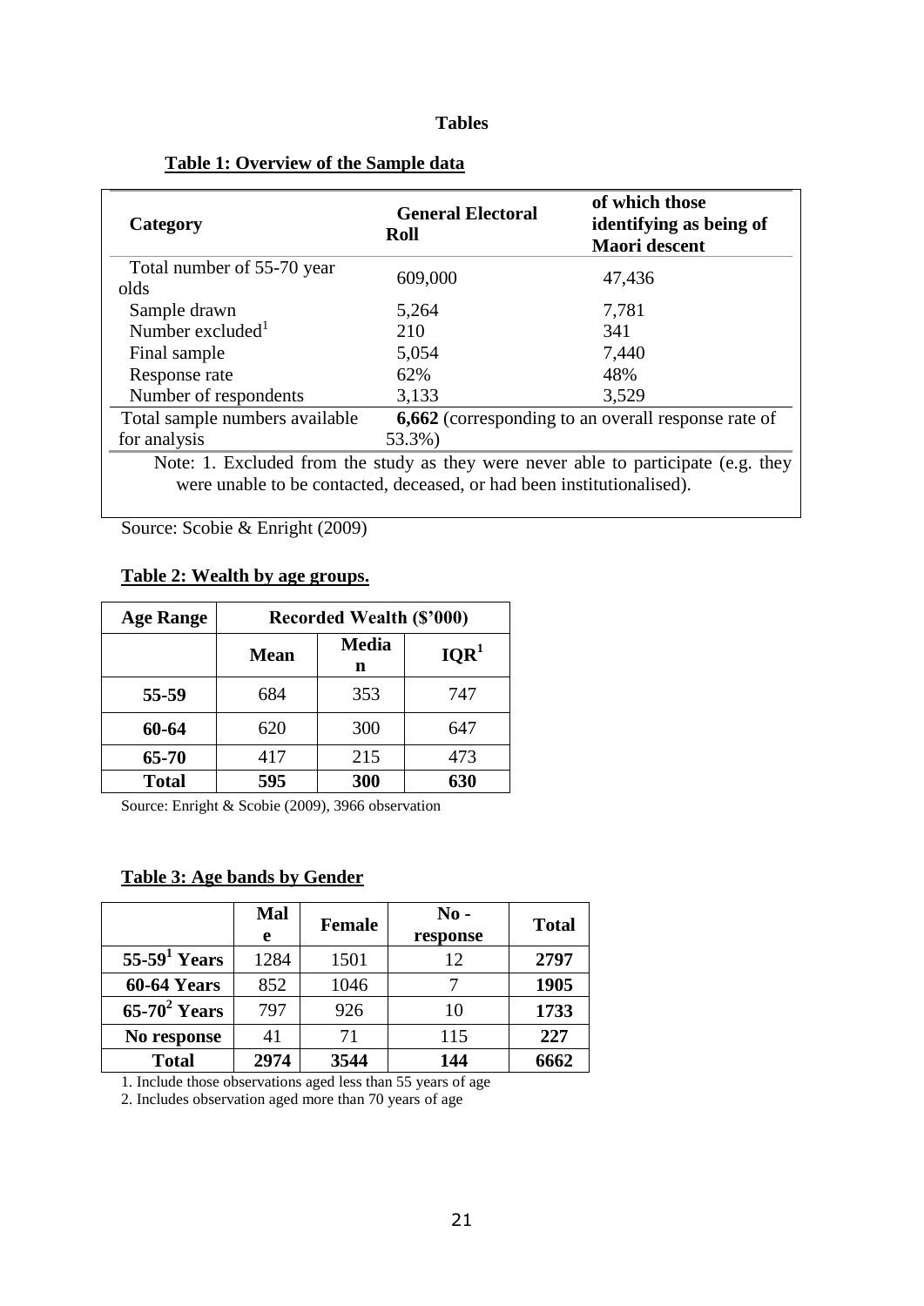# Tables

## Table 1: Overview of the Sample data

| Category | General Electoral Roll | of which those identifying as being of Maori descent |
|---|---|---|
| Total number of 55-70 year olds | 609,000 | 47,436 |
| Sample drawn | 5,264 | 7,781 |
| Number excluded[1] | 210 | 341 |
| Final sample | 5,054 | 7,440 |
| Response rate | 62% | 48% |
| Number of respondents | 3,133 | 3,529 |
| Total sample numbers available for analysis | **6,662** (corresponding to an overall response rate of 53.3%) | |

Note: 1. Excluded from the study as they were never able to participate (e.g. they were unable to be contacted, deceased, or had been institutionalised).

Source: Scobie & Enright (2009)

## Table 2: Wealth by age groups.

| Age Range | Recorded Wealth ($'000) | | |
|---|---|---|---|
| | Mean | Median | IQR[1] |
| **55-59** | 684 | 353 | 747 |
| **60-64** | 620 | 300 | 647 |
| **65-70** | 417 | 215 | 473 |
| **Total** | **595** | **300** | **630** |

Source: Enright & Scobie (2009), 3966 observation

## Table 3: Age bands by Gender

| | Male | Female | No - response | Total |
|---|---|---|---|---|
| **55-59[1] Years** | 1284 | 1501 | 12 | **2797** |
| **60-64 Years** | 852 | 1046 | 7 | **1905** |
| **65-70[2] Years** | 797 | 926 | 10 | **1733** |
| **No response** | 41 | 71 | 115 | **227** |
| **Total** | **2974** | **3544** | **144** | **6662** |

1. Include those observations aged less than 55 years of age

2. Includes observation aged more than 70 years of age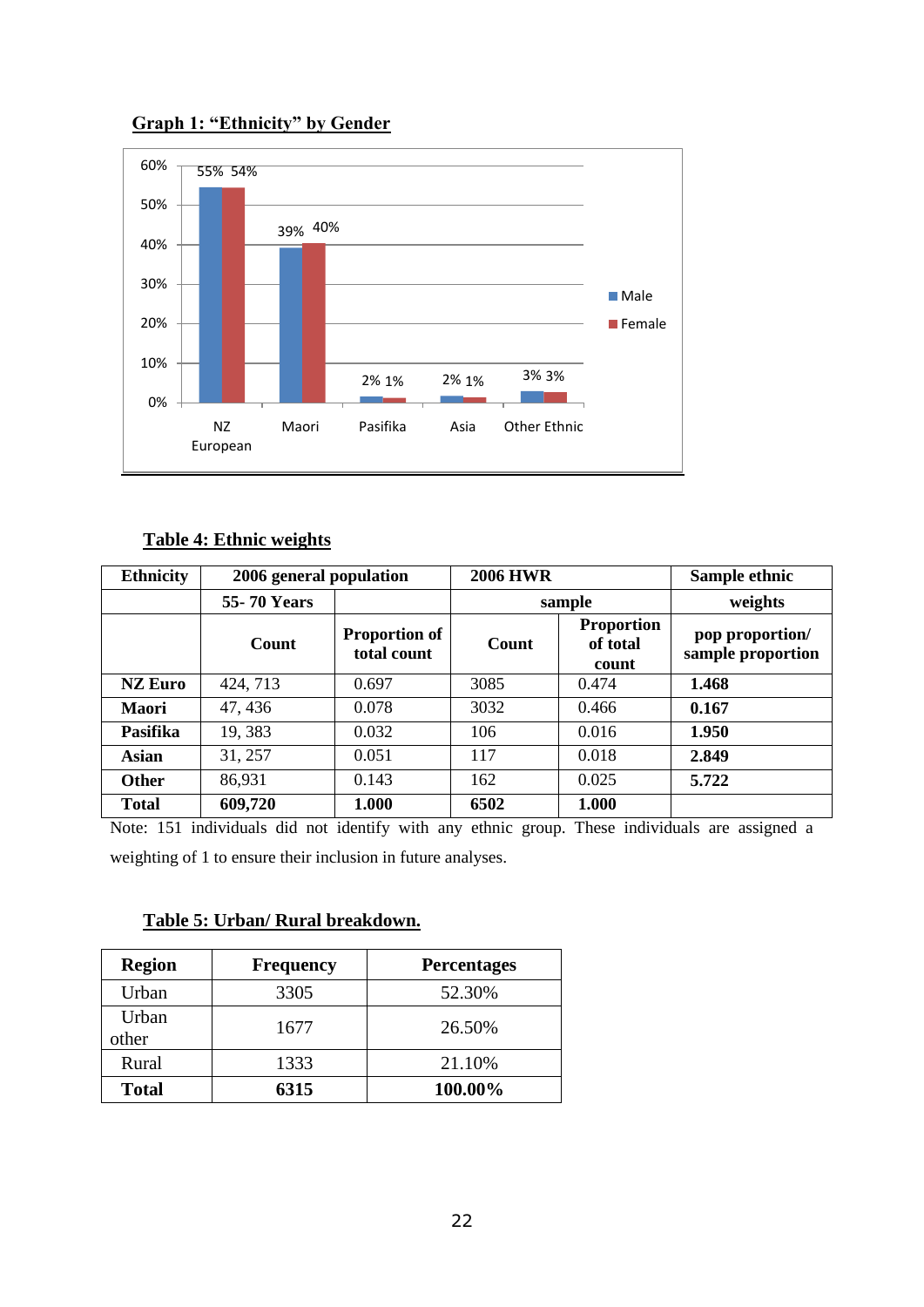**Graph 1: "Ethnicity" by Gender**

| | Male | Female |
|---|---|---|
| NZ European | 55% | 54% |
| Maori | 39% | 40% |
| Pasifika | 2% | 1% |
| Asia | 2% | 1% |
| Other Ethnic | 3% | 3% |

**Table 4: Ethnic weights**

| Ethnicity | 2006 general population | | 2006 HWR | | Sample ethnic |
|---|---|---|---|---|---|
| | 55- 70 Years | | sample | | weights |
| | Count | Proportion of total count | Count | Proportion of total count | pop proportion/ sample proportion |
| **NZ Euro** | 424, 713 | 0.697 | 3085 | 0.474 | **1.468** |
| **Maori** | 47, 436 | 0.078 | 3032 | 0.466 | **0.167** |
| **Pasifika** | 19, 383 | 0.032 | 106 | 0.016 | **1.950** |
| **Asian** | 31, 257 | 0.051 | 117 | 0.018 | **2.849** |
| **Other** | 86,931 | 0.143 | 162 | 0.025 | **5.722** |
| **Total** | **609,720** | **1.000** | **6502** | **1.000** | |

Note: 151 individuals did not identify with any ethnic group. These individuals are assigned a weighting of 1 to ensure their inclusion in future analyses.

**Table 5: Urban/ Rural breakdown.**

| Region | Frequency | Percentages |
|---|---|---|
| Urban | 3305 | 52.30% |
| Urban other | 1677 | 26.50% |
| Rural | 1333 | 21.10% |
| **Total** | **6315** | **100.00%** |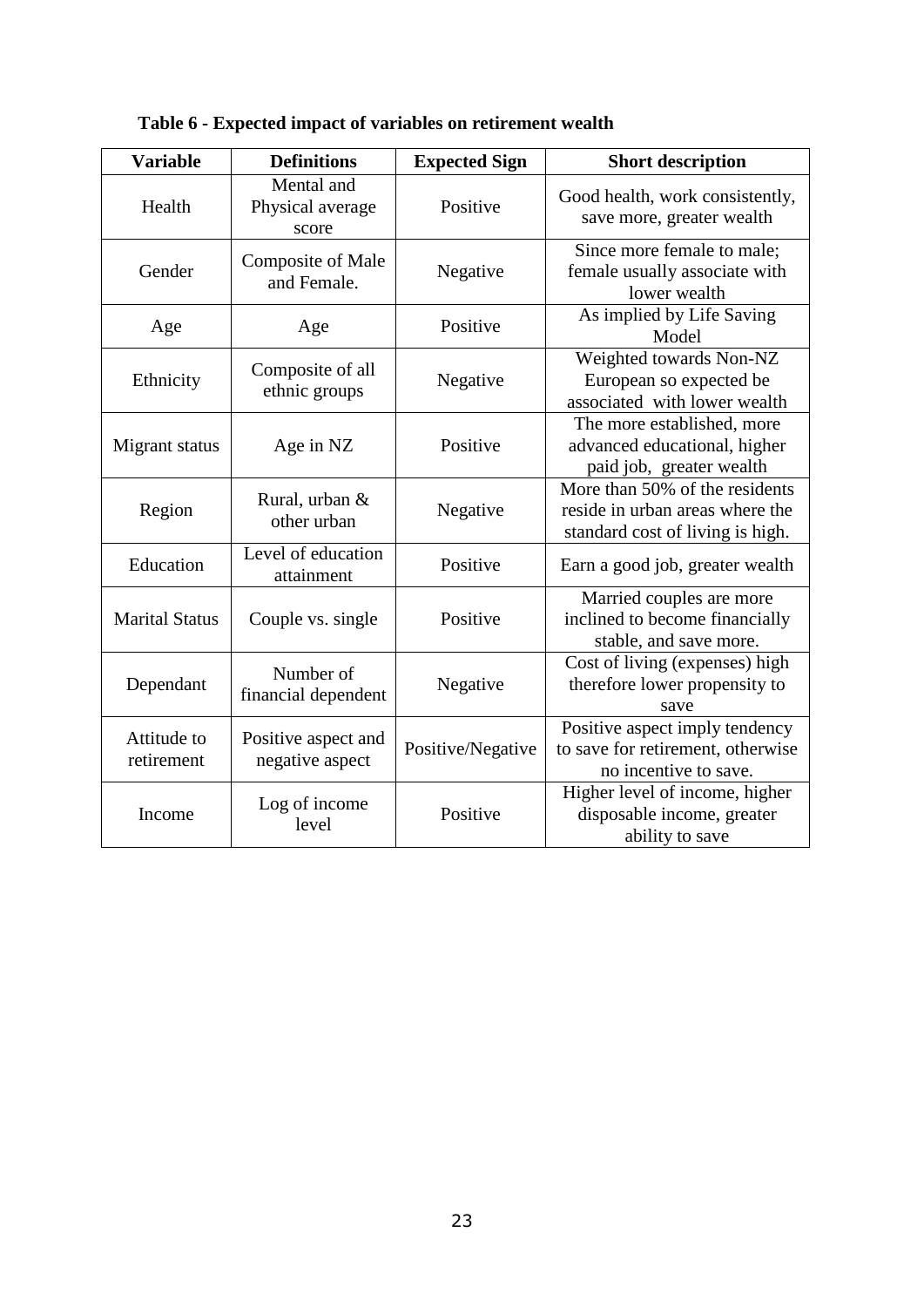**Table 6 - Expected impact of variables on retirement wealth**

| Variable | Definitions | Expected Sign | Short description |
|---|---|---|---|
| Health | Mental and Physical average score | Positive | Good health, work consistently, save more, greater wealth |
| Gender | Composite of Male and Female. | Negative | Since more female to male; female usually associate with lower wealth |
| Age | Age | Positive | As implied by Life Saving Model |
| Ethnicity | Composite of all ethnic groups | Negative | Weighted towards Non-NZ European so expected be associated with lower wealth |
| Migrant status | Age in NZ | Positive | The more established, more advanced educational, higher paid job, greater wealth |
| Region | Rural, urban & other urban | Negative | More than 50% of the residents reside in urban areas where the standard cost of living is high. |
| Education | Level of education attainment | Positive | Earn a good job, greater wealth |
| Marital Status | Couple vs. single | Positive | Married couples are more inclined to become financially stable, and save more. |
| Dependant | Number of financial dependent | Negative | Cost of living (expenses) high therefore lower propensity to save |
| Attitude to retirement | Positive aspect and negative aspect | Positive/Negative | Positive aspect imply tendency to save for retirement, otherwise no incentive to save. |
| Income | Log of income level | Positive | Higher level of income, higher disposable income, greater ability to save |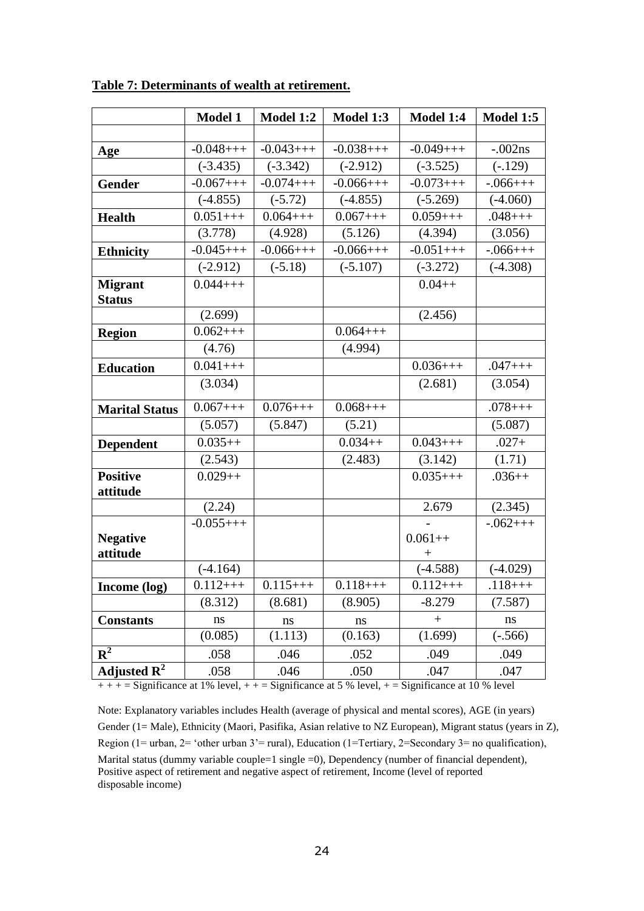**Table 7: Determinants of wealth at retirement.**

| | Model 1 | Model 1:2 | Model 1:3 | Model 1:4 | Model 1:5 |
|---|---|---|---|---|---|
| | | | | | |
| **Age** | -0.048+++ | -0.043+++ | -0.038+++ | -0.049+++ | -.002ns |
| | (-3.435) | (-3.342) | (-2.912) | (-3.525) | (-.129) |
| **Gender** | -0.067+++ | -0.074+++ | -0.066+++ | -0.073+++ | -.066+++ |
| | (-4.855) | (-5.72) | (-4.855) | (-5.269) | (-4.060) |
| **Health** | 0.051+++ | 0.064+++ | 0.067+++ | 0.059+++ | .048+++ |
| | (3.778) | (4.928) | (5.126) | (4.394) | (3.056) |
| **Ethnicity** | -0.045+++ | -0.066+++ | -0.066+++ | -0.051+++ | -.066+++ |
| | (-2.912) | (-5.18) | (-5.107) | (-3.272) | (-4.308) |
| **Migrant Status** | 0.044+++ | | | 0.04++ | |
| | (2.699) | | | (2.456) | |
| **Region** | 0.062+++ | | 0.064+++ | | |
| | (4.76) | | (4.994) | | |
| **Education** | 0.041+++ | | | 0.036+++ | .047+++ |
| | (3.034) | | | (2.681) | (3.054) |
| **Marital Status** | 0.067+++ | 0.076+++ | 0.068+++ | | .078+++ |
| | (5.057) | (5.847) | (5.21) | | (5.087) |
| **Dependent** | 0.035++ | | 0.034++ | 0.043+++ | .027+ |
| | (2.543) | | (2.483) | (3.142) | (1.71) |
| **Positive attitude** | 0.029++ | | | 0.035+++ | .036++ |
| | (2.24) | | | 2.679 | (2.345) |
| **Negative attitude** | -0.055+++ | | | -0.061+++ | -.062+++ |
| | (-4.164) | | | (-4.588) | (-4.029) |
| **Income (log)** | 0.112+++ | 0.115+++ | 0.118+++ | 0.112+++ | .118+++ |
| | (8.312) | (8.681) | (8.905) | -8.279 | (7.587) |
| **Constants** | ns | ns | ns | + | ns |
| | (0.085) | (1.113) | (0.163) | (1.699) | (-.566) |
| $\mathbf{R^2}$ | .058 | .046 | .052 | .049 | .049 |
| **Adjusted $\mathbf{R^2}$** | .058 | .046 | .050 | .047 | .047 |

+ + + = Significance at 1% level, + + = Significance at 5 % level, + = Significance at 10 % level

Note: Explanatory variables includes Health (average of physical and mental scores), AGE (in years) Gender (1= Male), Ethnicity (Maori, Pasifika, Asian relative to NZ European), Migrant status (years in Z), Region (1= urban, 2= 'other urban 3'= rural), Education (1=Tertiary, 2=Secondary 3= no qualification), Marital status (dummy variable couple=1 single =0), Dependency (number of financial dependent), Positive aspect of retirement and negative aspect of retirement, Income (level of reported disposable income)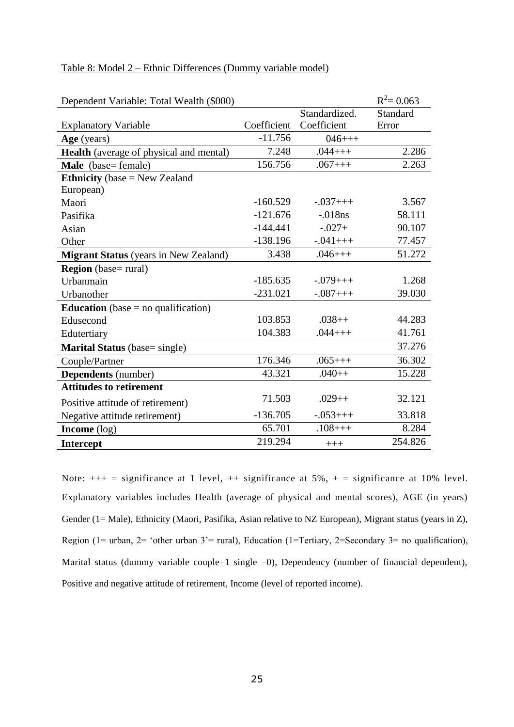Table 8: Model 2 – Ethnic Differences (Dummy variable model)

| Dependent Variable: Total Wealth ($000) | | | $R^2$= 0.063 |
|---|---|---|---|
| Explanatory Variable | Coefficient | Standardized. Coefficient | Standard Error |
| **Age** (years) | -11.756 | 046+++ | |
| **Health** (average of physical and mental) | 7.248 | .044+++ | 2.286 |
| **Male** (base= female) | 156.756 | .067+++ | 2.263 |
| **Ethnicity** (base = New Zealand European) | | | |
| Maori | -160.529 | -.037+++ | 3.567 |
| Pasifika | -121.676 | -.018ns | 58.111 |
| Asian | -144.441 | -.027+ | 90.107 |
| Other | -138.196 | -.041+++ | 77.457 |
| **Migrant Status** (years in New Zealand) | 3.438 | .046+++ | 51.272 |
| **Region** (base= rural) | | | |
| Urbanmain | -185.635 | -.079+++ | 1.268 |
| Urbanother | -231.021 | -.087+++ | 39.030 |
| **Education** (base = no qualification) | | | |
| Edusecond | 103.853 | .038++ | 44.283 |
| Edutertiary | 104.383 | .044+++ | 41.761 |
| **Marital Status** (base= single) | | | 37.276 |
| Couple/Partner | 176.346 | .065+++ | 36.302 |
| **Dependents** (number) | 43.321 | .040++ | 15.228 |
| **Attitudes to retirement** | | | |
| Positive attitude of retirement) | 71.503 | .029++ | 32.121 |
| Negative attitude retirement) | -136.705 | -.053+++ | 33.818 |
| **Income** (log) | 65.701 | .108+++ | 8.284 |
| **Intercept** | 219.294 | +++ | 254.826 |

Note: +++ = significance at 1 level, ++ significance at 5%, + = significance at 10% level. Explanatory variables includes Health (average of physical and mental scores), AGE (in years) Gender (1= Male), Ethnicity (Maori, Pasifika, Asian relative to NZ European), Migrant status (years in Z), Region (1= urban, 2= 'other urban 3'= rural), Education (1=Tertiary, 2=Secondary 3= no qualification), Marital status (dummy variable couple=1 single =0), Dependency (number of financial dependent), Positive and negative attitude of retirement, Income (level of reported income).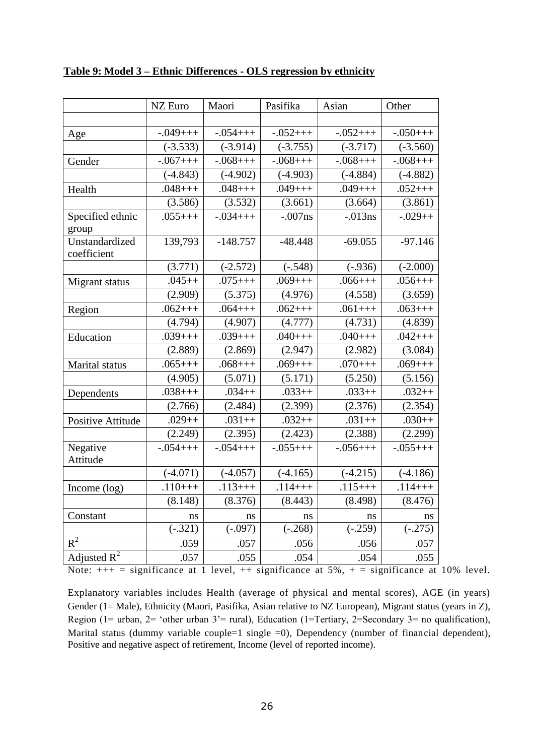**Table 9: Model 3 – Ethnic Differences - OLS regression by ethnicity**

| | NZ Euro | Maori | Pasifika | Asian | Other |
|---|---|---|---|---|---|
| | | | | | |
| Age | -.049+++ | -.054+++ | -.052+++ | -.052+++ | -.050+++ |
| | (-3.533) | (-3.914) | (-3.755) | (-3.717) | (-3.560) |
| Gender | -.067+++ | -.068+++ | -.068+++ | -.068+++ | -.068+++ |
| | (-4.843) | (-4.902) | (-4.903) | (-4.884) | (-4.882) |
| Health | .048+++ | .048+++ | .049+++ | .049+++ | .052+++ |
| | (3.586) | (3.532) | (3.661) | (3.664) | (3.861) |
| Specified ethnic group | .055+++ | -.034+++ | -.007ns | -.013ns | -.029++ |
| Unstandardized coefficient | 139,793 | -148.757 | -48.448 | -69.055 | -97.146 |
| | (3.771) | (-2.572) | (-.548) | (-.936) | (-2.000) |
| Migrant status | .045++ | .075+++ | .069+++ | .066+++ | .056+++ |
| | (2.909) | (5.375) | (4.976) | (4.558) | (3.659) |
| Region | .062+++ | .064+++ | .062+++ | .061+++ | .063+++ |
| | (4.794) | (4.907) | (4.777) | (4.731) | (4.839) |
| Education | .039+++ | .039+++ | .040+++ | .040+++ | .042+++ |
| | (2.889) | (2.869) | (2.947) | (2.982) | (3.084) |
| Marital status | .065+++ | .068+++ | .069+++ | .070+++ | .069+++ |
| | (4.905) | (5.071) | (5.171) | (5.250) | (5.156) |
| Dependents | .038+++ | .034++ | .033++ | .033++ | .032++ |
| | (2.766) | (2.484) | (2.399) | (2.376) | (2.354) |
| Positive Attitude | .029++ | .031++ | .032++ | .031++ | .030++ |
| | (2.249) | (2.395) | (2.423) | (2.388) | (2.299) |
| Negative Attitude | -.054+++ | -.054+++ | -.055+++ | -.056+++ | -.055+++ |
| | (-4.071) | (-4.057) | (-4.165) | (-4.215) | (-4.186) |
| Income (log) | .110+++ | .113+++ | .114+++ | .115+++ | .114+++ |
| | (8.148) | (8.376) | (8.443) | (8.498) | (8.476) |
| Constant | ns | ns | ns | ns | ns |
| | (-.321) | (-.097) | (-.268) | (-.259) | (-.275) |
| $R^2$ | .059 | .057 | .056 | .056 | .057 |
| Adjusted $R^2$ | .057 | .055 | .054 | .054 | .055 |

Note: +++ = significance at 1 level, ++ significance at 5%, + = significance at 10% level.

Explanatory variables includes Health (average of physical and mental scores), AGE (in years) Gender (1= Male), Ethnicity (Maori, Pasifika, Asian relative to NZ European), Migrant status (years in Z), Region (1= urban, 2= 'other urban 3'= rural), Education (1=Tertiary, 2=Secondary 3= no qualification), Marital status (dummy variable couple=1 single =0), Dependency (number of financial dependent), Positive and negative aspect of retirement, Income (level of reported income).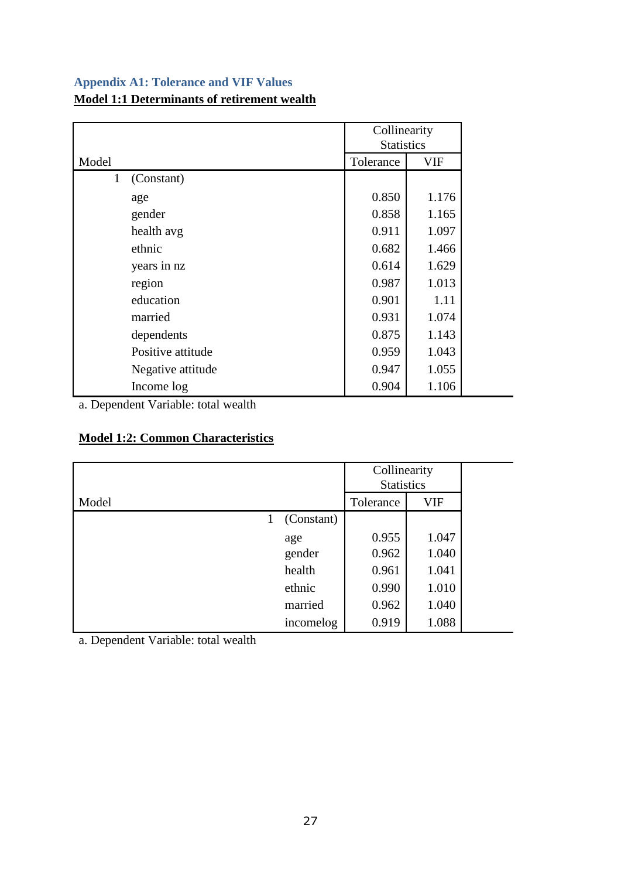## Appendix A1: Tolerance and VIF Values

**Model 1:1 Determinants of retirement wealth**

| Model | | Collinearity Statistics | |
|---|---|---|---|
| | | Tolerance | VIF |
| 1 | (Constant) | | |
| | age | 0.850 | 1.176 |
| | gender | 0.858 | 1.165 |
| | health avg | 0.911 | 1.097 |
| | ethnic | 0.682 | 1.466 |
| | years in nz | 0.614 | 1.629 |
| | region | 0.987 | 1.013 |
| | education | 0.901 | 1.11 |
| | married | 0.931 | 1.074 |
| | dependents | 0.875 | 1.143 |
| | Positive attitude | 0.959 | 1.043 |
| | Negative attitude | 0.947 | 1.055 |
| | Income log | 0.904 | 1.106 |

a. Dependent Variable: total wealth

**Model 1:2: Common Characteristics**

| Model | | Collinearity Statistics | |
|---|---|---|---|
| | | Tolerance | VIF |
| 1 | (Constant) | | |
| | age | 0.955 | 1.047 |
| | gender | 0.962 | 1.040 |
| | health | 0.961 | 1.041 |
| | ethnic | 0.990 | 1.010 |
| | married | 0.962 | 1.040 |
| | incomelog | 0.919 | 1.088 |

a. Dependent Variable: total wealth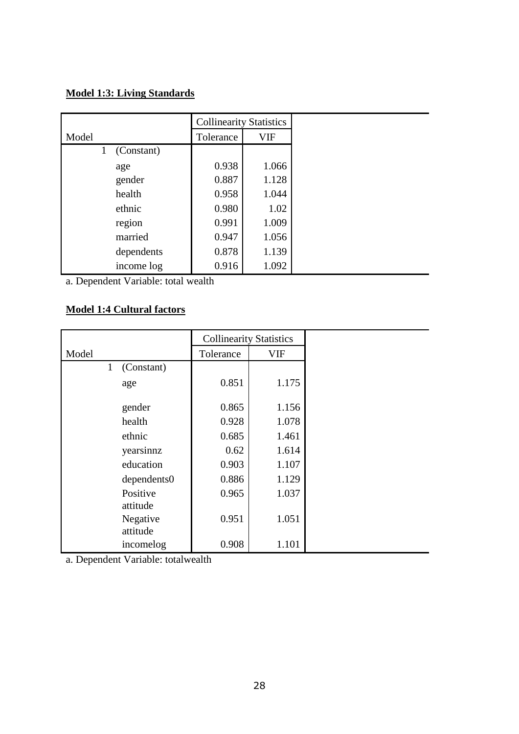**Model 1:3: Living Standards**

| Model | | Collinearity Statistics | |
|---|---|---|---|
| | | Tolerance | VIF |
| 1 | (Constant) | | |
| | age | 0.938 | 1.066 |
| | gender | 0.887 | 1.128 |
| | health | 0.958 | 1.044 |
| | ethnic | 0.980 | 1.02 |
| | region | 0.991 | 1.009 |
| | married | 0.947 | 1.056 |
| | dependents | 0.878 | 1.139 |
| | income log | 0.916 | 1.092 |

a. Dependent Variable: total wealth

**Model 1:4 Cultural factors**

| Model | | Collinearity Statistics | |
|---|---|---|---|
| | | Tolerance | VIF |
| 1 | (Constant) | | |
| | age | 0.851 | 1.175 |
| | gender | 0.865 | 1.156 |
| | health | 0.928 | 1.078 |
| | ethnic | 0.685 | 1.461 |
| | yearsinnz | 0.62 | 1.614 |
| | education | 0.903 | 1.107 |
| | dependents0 | 0.886 | 1.129 |
| | Positive attitude | 0.965 | 1.037 |
| | Negative attitude | 0.951 | 1.051 |
| | incomelog | 0.908 | 1.101 |

a. Dependent Variable: totalwealth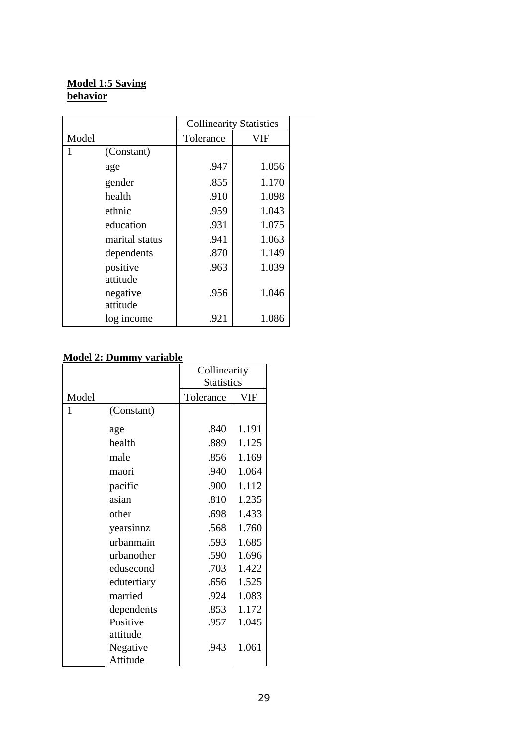**Model 1:5 Saving behavior**

| Model | | Collinearity Statistics | |
|---|---|---|---|
| | | Tolerance | VIF |
| 1 | (Constant) | | |
| | age | .947 | 1.056 |
| | gender | .855 | 1.170 |
| | health | .910 | 1.098 |
| | ethnic | .959 | 1.043 |
| | education | .931 | 1.075 |
| | marital status | .941 | 1.063 |
| | dependents | .870 | 1.149 |
| | positive attitude | .963 | 1.039 |
| | negative attitude | .956 | 1.046 |
| | log income | .921 | 1.086 |

**Model 2: Dummy variable**

| Model | | Collinearity Statistics | |
|---|---|---|---|
| | | Tolerance | VIF |
| 1 | (Constant) | | |
| | age | .840 | 1.191 |
| | health | .889 | 1.125 |
| | male | .856 | 1.169 |
| | maori | .940 | 1.064 |
| | pacific | .900 | 1.112 |
| | asian | .810 | 1.235 |
| | other | .698 | 1.433 |
| | yearsinnz | .568 | 1.760 |
| | urbanmain | .593 | 1.685 |
| | urbanother | .590 | 1.696 |
| | edusecond | .703 | 1.422 |
| | edutertiary | .656 | 1.525 |
| | married | .924 | 1.083 |
| | dependents | .853 | 1.172 |
| | Positive attitude | .957 | 1.045 |
| | Negative Attitude | .943 | 1.061 |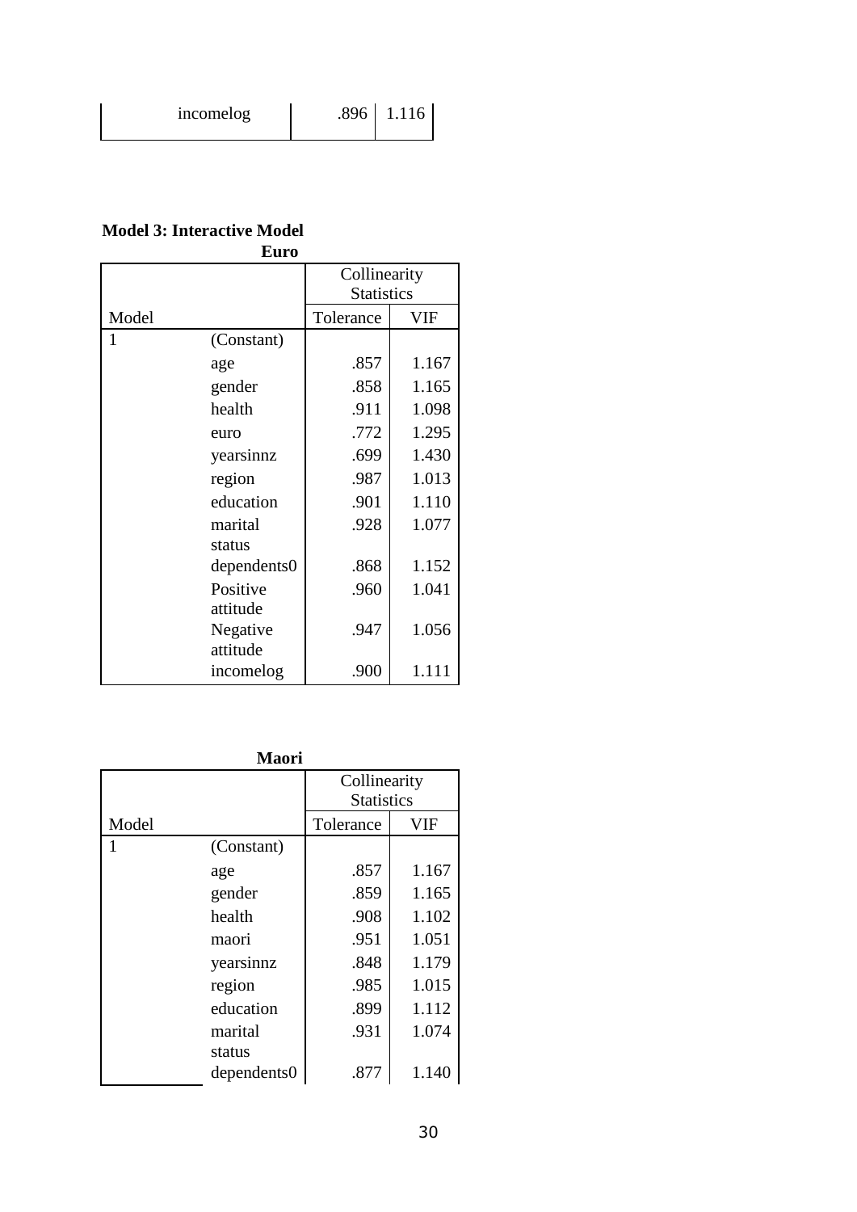| | incomelog | .896 | 1.116 |
|---|---|---|---|

**Model 3: Interactive Model**

**Euro**

| Model | | Collinearity Statistics | |
|---|---|---|---|
| | | Tolerance | VIF |
| 1 | (Constant) | | |
| | age | .857 | 1.167 |
| | gender | .858 | 1.165 |
| | health | .911 | 1.098 |
| | euro | .772 | 1.295 |
| | yearsinnz | .699 | 1.430 |
| | region | .987 | 1.013 |
| | education | .901 | 1.110 |
| | marital status | .928 | 1.077 |
| | dependents0 | .868 | 1.152 |
| | Positive attitude | .960 | 1.041 |
| | Negative attitude | .947 | 1.056 |
| | incomelog | .900 | 1.111 |

**Maori**

| Model | | Collinearity Statistics | |
|---|---|---|---|
| | | Tolerance | VIF |
| 1 | (Constant) | | |
| | age | .857 | 1.167 |
| | gender | .859 | 1.165 |
| | health | .908 | 1.102 |
| | maori | .951 | 1.051 |
| | yearsinnz | .848 | 1.179 |
| | region | .985 | 1.015 |
| | education | .899 | 1.112 |
| | marital status | .931 | 1.074 |
| | dependents0 | .877 | 1.140 |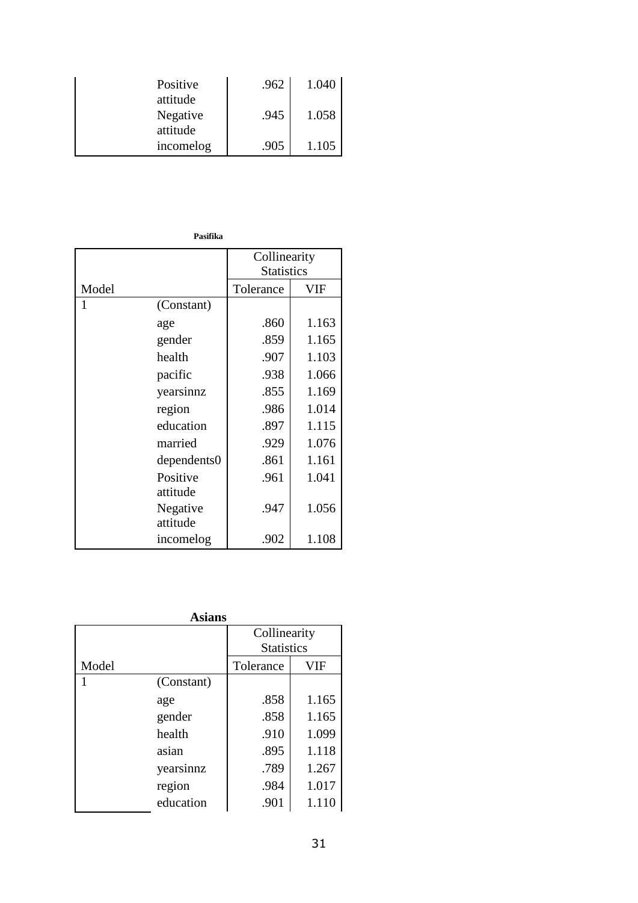| | | Tolerance | VIF |
|---|---|---|---|
| | Positive attitude | .962 | 1.040 |
| | Negative attitude | .945 | 1.058 |
| | incomelog | .905 | 1.105 |

**Pasifika**

| | | Collinearity Statistics | |
|---|---|---|---|
| Model | | Tolerance | VIF |
| 1 | (Constant) | | |
| | age | .860 | 1.163 |
| | gender | .859 | 1.165 |
| | health | .907 | 1.103 |
| | pacific | .938 | 1.066 |
| | yearsinnz | .855 | 1.169 |
| | region | .986 | 1.014 |
| | education | .897 | 1.115 |
| | married | .929 | 1.076 |
| | dependents0 | .861 | 1.161 |
| | Positive attitude | .961 | 1.041 |
| | Negative attitude | .947 | 1.056 |
| | incomelog | .902 | 1.108 |

**Asians**

| | | Collinearity Statistics | |
|---|---|---|---|
| Model | | Tolerance | VIF |
| 1 | (Constant) | | |
| | age | .858 | 1.165 |
| | gender | .858 | 1.165 |
| | health | .910 | 1.099 |
| | asian | .895 | 1.118 |
| | yearsinnz | .789 | 1.267 |
| | region | .984 | 1.017 |
| | education | .901 | 1.110 |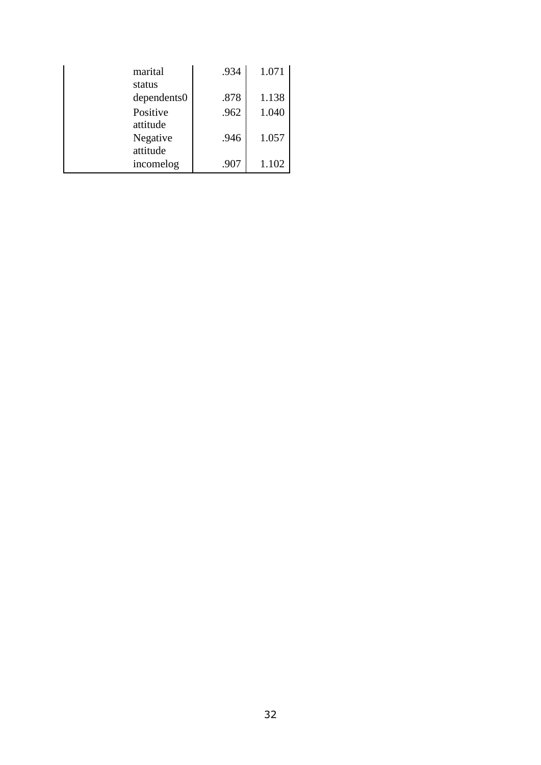| | | | |
|---|---|---|---|
| | marital status | .934 | 1.071 |
| | dependents0 | .878 | 1.138 |
| | Positive attitude | .962 | 1.040 |
| | Negative attitude | .946 | 1.057 |
| | incomelog | .907 | 1.102 |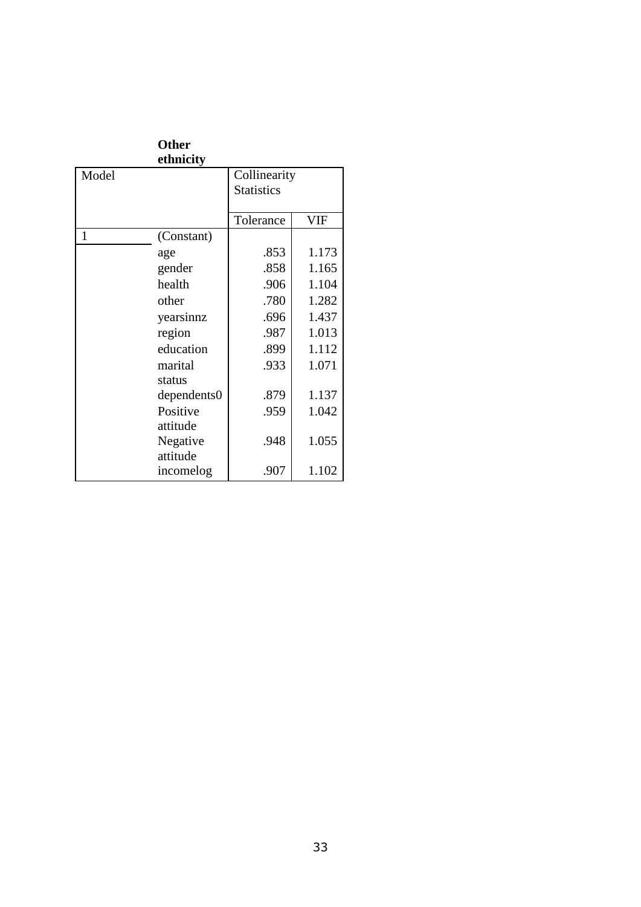**Other ethnicity**

| Model | | Collinearity Statistics | |
|---|---|---|---|
| | | Tolerance | VIF |
| 1 | (Constant) | | |
| | age | .853 | 1.173 |
| | gender | .858 | 1.165 |
| | health | .906 | 1.104 |
| | other | .780 | 1.282 |
| | yearsinnz | .696 | 1.437 |
| | region | .987 | 1.013 |
| | education | .899 | 1.112 |
| | marital status | .933 | 1.071 |
| | dependents0 | .879 | 1.137 |
| | Positive attitude | .959 | 1.042 |
| | Negative attitude | .948 | 1.055 |
| | incomelog | .907 | 1.102 |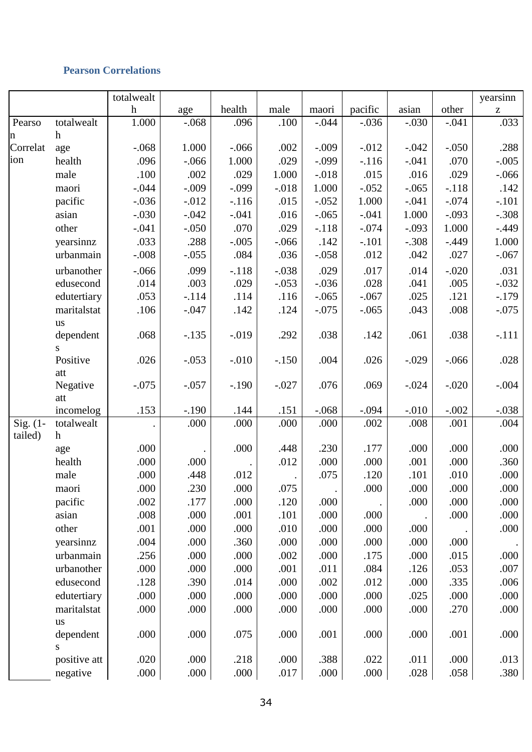### Pearson Correlations

| | | totalwealth | age | health | male | maori | pacific | asian | other | yearsinnz |
|---|---|---|---|---|---|---|---|---|---|---|
| Pearson Correlation | totalwealth | 1.000 | -.068 | .096 | .100 | -.044 | -.036 | -.030 | -.041 | .033 |
| | age | -.068 | 1.000 | -.066 | .002 | -.009 | -.012 | -.042 | -.050 | .288 |
| | health | .096 | -.066 | 1.000 | .029 | -.099 | -.116 | -.041 | .070 | -.005 |
| | male | .100 | .002 | .029 | 1.000 | -.018 | .015 | .016 | .029 | -.066 |
| | maori | -.044 | -.009 | -.099 | -.018 | 1.000 | -.052 | -.065 | -.118 | .142 |
| | pacific | -.036 | -.012 | -.116 | .015 | -.052 | 1.000 | -.041 | -.074 | -.101 |
| | asian | -.030 | -.042 | -.041 | .016 | -.065 | -.041 | 1.000 | -.093 | -.308 |
| | other | -.041 | -.050 | .070 | .029 | -.118 | -.074 | -.093 | 1.000 | -.449 |
| | yearsinnz | .033 | .288 | -.005 | -.066 | .142 | -.101 | -.308 | -.449 | 1.000 |
| | urbanmain | -.008 | -.055 | .084 | .036 | -.058 | .012 | .042 | .027 | -.067 |
| | urbanother | -.066 | .099 | -.118 | -.038 | .029 | .017 | .014 | -.020 | .031 |
| | edusecond | .014 | .003 | .029 | -.053 | -.036 | .028 | .041 | .005 | -.032 |
| | edutertiary | .053 | -.114 | .114 | .116 | -.065 | -.067 | .025 | .121 | -.179 |
| | maritalstatus | .106 | -.047 | .142 | .124 | -.075 | -.065 | .043 | .008 | -.075 |
| | dependents | .068 | -.135 | -.019 | .292 | .038 | .142 | .061 | .038 | -.111 |
| | Positive att | .026 | -.053 | -.010 | -.150 | .004 | .026 | -.029 | -.066 | .028 |
| | Negative att | -.075 | -.057 | -.190 | -.027 | .076 | .069 | -.024 | -.020 | -.004 |
| | incomelog | .153 | -.190 | .144 | .151 | -.068 | -.094 | -.010 | -.002 | -.038 |
| Sig. (1-tailed) | totalwealth | . | .000 | .000 | .000 | .000 | .002 | .008 | .001 | .004 |
| | age | .000 | . | .000 | .448 | .230 | .177 | .000 | .000 | .000 |
| | health | .000 | .000 | . | .012 | .000 | .000 | .001 | .000 | .360 |
| | male | .000 | .448 | .012 | . | .075 | .120 | .101 | .010 | .000 |
| | maori | .000 | .230 | .000 | .075 | . | .000 | .000 | .000 | .000 |
| | pacific | .002 | .177 | .000 | .120 | .000 | . | .000 | .000 | .000 |
| | asian | .008 | .000 | .001 | .101 | .000 | .000 | . | .000 | .000 |
| | other | .001 | .000 | .000 | .010 | .000 | .000 | .000 | . | .000 |
| | yearsinnz | .004 | .000 | .360 | .000 | .000 | .000 | .000 | .000 | . |
| | urbanmain | .256 | .000 | .000 | .002 | .000 | .175 | .000 | .015 | .000 |
| | urbanother | .000 | .000 | .000 | .001 | .011 | .084 | .126 | .053 | .007 |
| | edusecond | .128 | .390 | .014 | .000 | .002 | .012 | .000 | .335 | .006 |
| | edutertiary | .000 | .000 | .000 | .000 | .000 | .000 | .025 | .000 | .000 |
| | maritalstatus | .000 | .000 | .000 | .000 | .000 | .000 | .000 | .270 | .000 |
| | dependents | .000 | .000 | .075 | .000 | .001 | .000 | .000 | .001 | .000 |
| | positive att | .020 | .000 | .218 | .000 | .388 | .022 | .011 | .000 | .013 |
| | negative | .000 | .000 | .000 | .017 | .000 | .000 | .028 | .058 | .380 |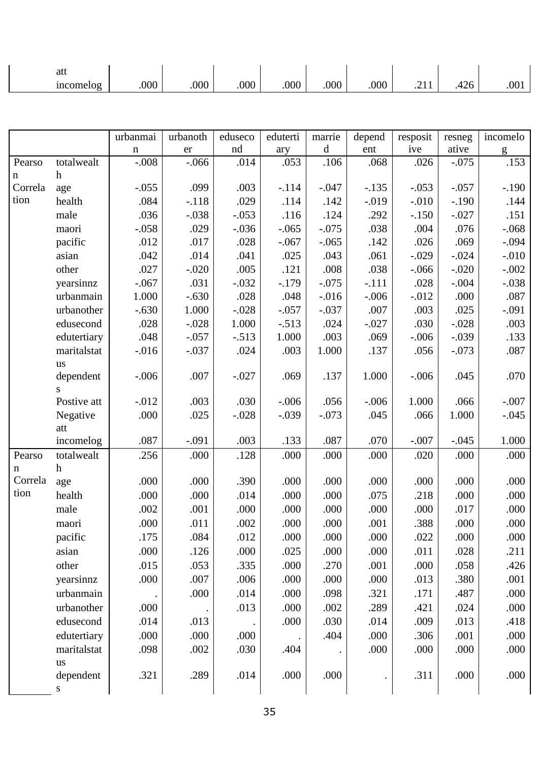| | | | | | | | | | | |
|---|---|---|---|---|---|---|---|---|---|---|
| | att incomelog | .000 | .000 | .000 | .000 | .000 | .000 | .211 | .426 | .001 |

| | | urbanmain | urbanother | edusecond | edutertiary | married | dependent | respositive | resnegative | incomelog |
|---|---|---|---|---|---|---|---|---|---|---|
| Pearson Correlation | totalwealth | -.008 | -.066 | .014 | .053 | .106 | .068 | .026 | -.075 | .153 |
| | age | -.055 | .099 | .003 | -.114 | -.047 | -.135 | -.053 | -.057 | -.190 |
| | health | .084 | -.118 | .029 | .114 | .142 | -.019 | -.010 | -.190 | .144 |
| | male | .036 | -.038 | -.053 | .116 | .124 | .292 | -.150 | -.027 | .151 |
| | maori | -.058 | .029 | -.036 | -.065 | -.075 | .038 | .004 | .076 | -.068 |
| | pacific | .012 | .017 | .028 | -.067 | -.065 | .142 | .026 | .069 | -.094 |
| | asian | .042 | .014 | .041 | .025 | .043 | .061 | -.029 | -.024 | -.010 |
| | other | .027 | -.020 | .005 | .121 | .008 | .038 | -.066 | -.020 | -.002 |
| | yearsinnz | -.067 | .031 | -.032 | -.179 | -.075 | -.111 | .028 | -.004 | -.038 |
| | urbanmain | 1.000 | -.630 | .028 | .048 | -.016 | -.006 | -.012 | .000 | .087 |
| | urbanother | -.630 | 1.000 | -.028 | -.057 | -.037 | .007 | .003 | .025 | -.091 |
| | edusecond | .028 | -.028 | 1.000 | -.513 | .024 | -.027 | .030 | -.028 | .003 |
| | edutertiary | .048 | -.057 | -.513 | 1.000 | .003 | .069 | -.006 | -.039 | .133 |
| | maritalstatus | -.016 | -.037 | .024 | .003 | 1.000 | .137 | .056 | -.073 | .087 |
| | dependents | -.006 | .007 | -.027 | .069 | .137 | 1.000 | -.006 | .045 | .070 |
| | Postive att | -.012 | .003 | .030 | -.006 | .056 | -.006 | 1.000 | .066 | -.007 |
| | Negative att | .000 | .025 | -.028 | -.039 | -.073 | .045 | .066 | 1.000 | -.045 |
| | incomelog | .087 | -.091 | .003 | .133 | .087 | .070 | -.007 | -.045 | 1.000 |
| Pearson Correlation | totalwealth | .256 | .000 | .128 | .000 | .000 | .000 | .020 | .000 | .000 |
| | age | .000 | .000 | .390 | .000 | .000 | .000 | .000 | .000 | .000 |
| | health | .000 | .000 | .014 | .000 | .000 | .075 | .218 | .000 | .000 |
| | male | .002 | .001 | .000 | .000 | .000 | .000 | .000 | .017 | .000 |
| | maori | .000 | .011 | .002 | .000 | .000 | .001 | .388 | .000 | .000 |
| | pacific | .175 | .084 | .012 | .000 | .000 | .000 | .022 | .000 | .000 |
| | asian | .000 | .126 | .000 | .025 | .000 | .000 | .011 | .028 | .211 |
| | other | .015 | .053 | .335 | .000 | .270 | .001 | .000 | .058 | .426 |
| | yearsinnz | .000 | .007 | .006 | .000 | .000 | .000 | .013 | .380 | .001 |
| | urbanmain | . | .000 | .014 | .000 | .098 | .321 | .171 | .487 | .000 |
| | urbanother | .000 | . | .013 | .000 | .002 | .289 | .421 | .024 | .000 |
| | edusecond | .014 | .013 | . | .000 | .030 | .014 | .009 | .013 | .418 |
| | edutertiary | .000 | .000 | .000 | . | .404 | .000 | .306 | .001 | .000 |
| | maritalstatus | .098 | .002 | .030 | .404 | . | .000 | .000 | .000 | .000 |
| | dependents | .321 | .289 | .014 | .000 | .000 | . | .311 | .000 | .000 |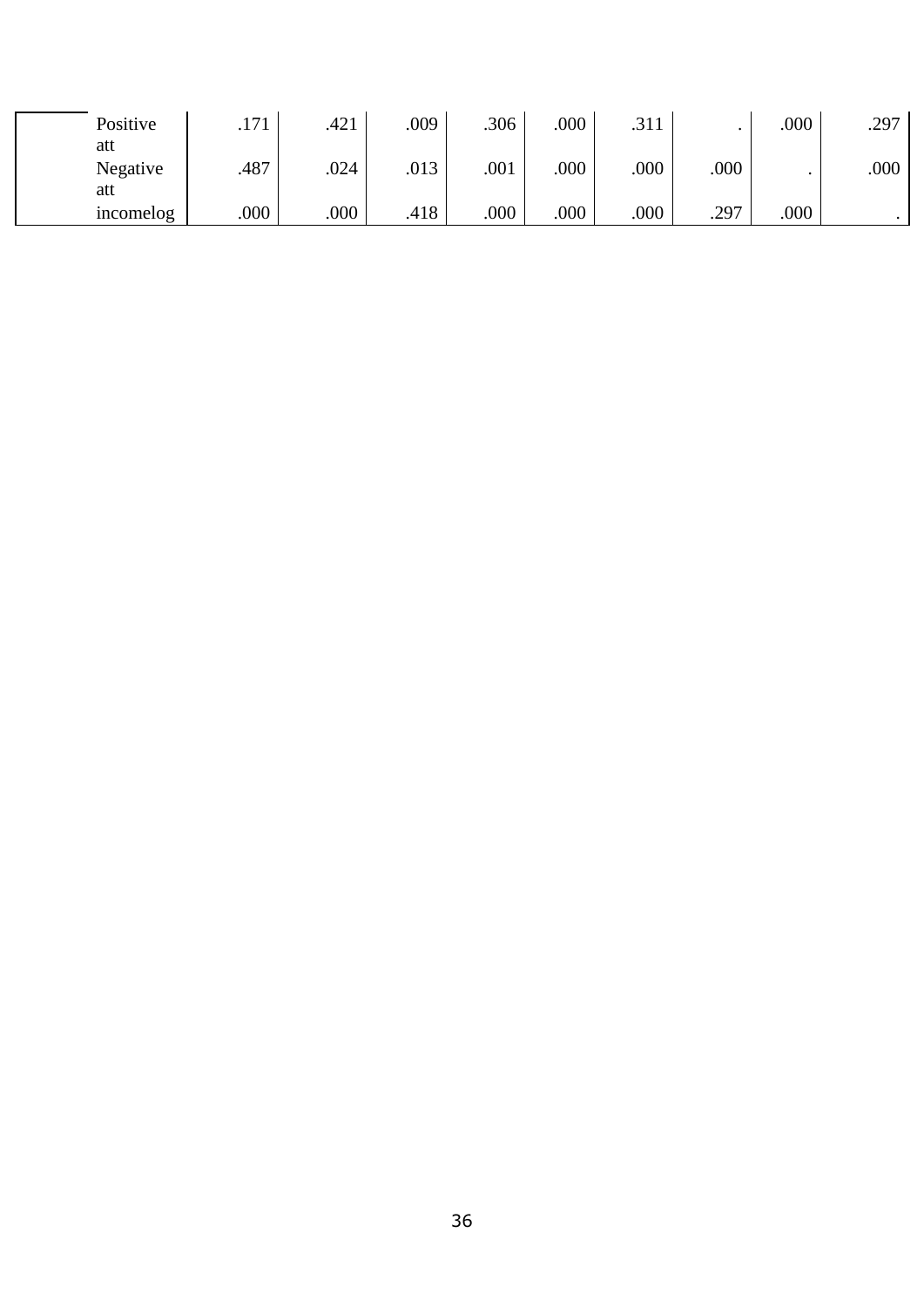| | | | | | | | | | | |
|---|---|---|---|---|---|---|---|---|---|---|
| | Positive att | .171 | .421 | .009 | .306 | .000 | .311 | . | .000 | .297 |
| | Negative att | .487 | .024 | .013 | .001 | .000 | .000 | .000 | . | .000 |
| | incomelog | .000 | .000 | .418 | .000 | .000 | .000 | .297 | .000 | . |